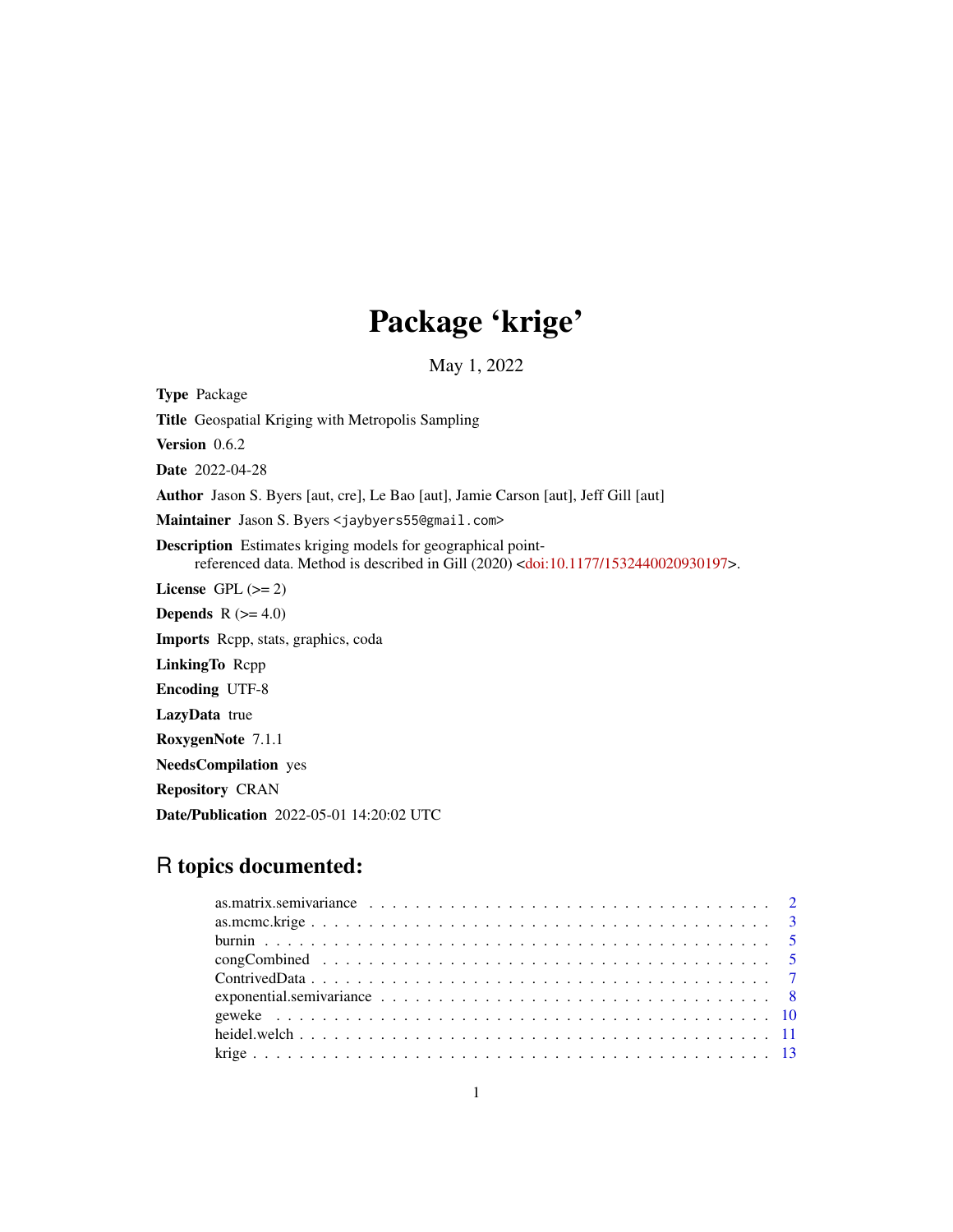# Package 'krige'

May 1, 2022

**Type** Package

**Title** Geospatial Kriging with Metropolis Sampling

**Version** 0.6.2

**Date** 2022-04-28

**Author** Jason S. Byers [aut, cre], Le Bao [aut], Jamie Carson [aut], Jeff Gill [aut]

**Maintainer** Jason S. Byers <jaybyers55@gmail.com>

**Description** Estimates kriging models for geographical point-referenced data. Method is described in Gill (2020) <doi:10.1177/1532440020930197>.

**License** GPL (>= 2)

**Depends** R (>= 4.0)

**Imports** Rcpp, stats, graphics, coda

**LinkingTo** Rcpp

**Encoding** UTF-8

**LazyData** true

**RoxygenNote** 7.1.1

**NeedsCompilation** yes

**Repository** CRAN

**Date/Publication** 2022-05-01 14:20:02 UTC

## R topics documented:

- as.matrix.semivariance . . . . . 2
- as.mcmc.krige . . . . . 3
- burnin . . . . . 5
- congCombined . . . . . 5
- ContrivedData . . . . . 7
- exponential.semivariance . . . . . 8
- geweke . . . . . 10
- heidel.welch . . . . . 11
- krige . . . . . 13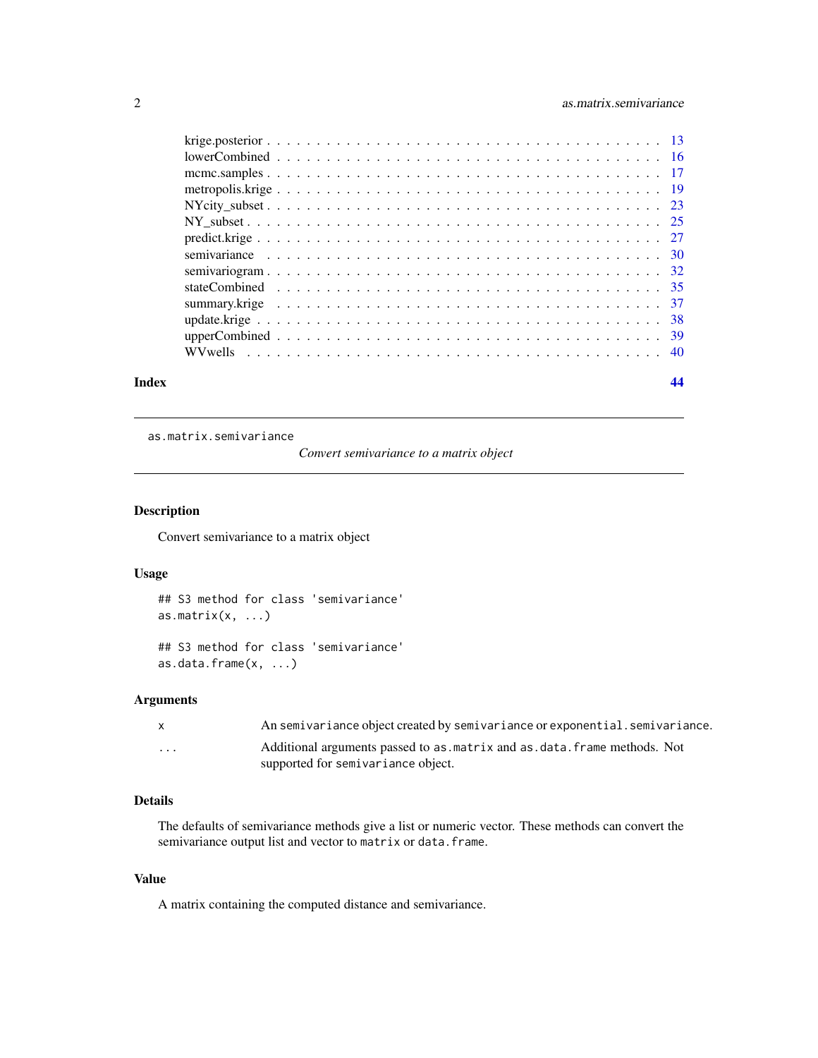krige.posterior . . . . . . . . . . . . . . . . . . . . . . . . . . . . . . . . . . . 13
lowerCombined . . . . . . . . . . . . . . . . . . . . . . . . . . . . . . . . . . . 16
mcmc.samples . . . . . . . . . . . . . . . . . . . . . . . . . . . . . . . . . . . 17
metropolis.krige . . . . . . . . . . . . . . . . . . . . . . . . . . . . . . . . . . . 19
NYcity_subset . . . . . . . . . . . . . . . . . . . . . . . . . . . . . . . . . . . 23
NY_subset . . . . . . . . . . . . . . . . . . . . . . . . . . . . . . . . . . . 25
predict.krige . . . . . . . . . . . . . . . . . . . . . . . . . . . . . . . . . . . 27
semivariance . . . . . . . . . . . . . . . . . . . . . . . . . . . . . . . . . . . 30
semivariogram . . . . . . . . . . . . . . . . . . . . . . . . . . . . . . . . . . . 32
stateCombined . . . . . . . . . . . . . . . . . . . . . . . . . . . . . . . . . . . 35
summary.krige . . . . . . . . . . . . . . . . . . . . . . . . . . . . . . . . . . . 37
update.krige . . . . . . . . . . . . . . . . . . . . . . . . . . . . . . . . . . . 38
upperCombined . . . . . . . . . . . . . . . . . . . . . . . . . . . . . . . . . . . 39
WVwells . . . . . . . . . . . . . . . . . . . . . . . . . . . . . . . . . . . 40

**Index** **44**

---

as.matrix.semivariance — *Convert semivariance to a matrix object*

---

## Description

Convert semivariance to a matrix object

## Usage

```
## S3 method for class 'semivariance'
as.matrix(x, ...)

## S3 method for class 'semivariance'
as.data.frame(x, ...)
```

## Arguments

| | |
|---|---|
| `x` | An `semivariance` object created by `semivariance` or `exponential.semivariance`. |
| `...` | Additional arguments passed to `as.matrix` and `as.data.frame` methods. Not supported for `semivariance` object. |

## Details

The defaults of semivariance methods give a list or numeric vector. These methods can convert the semivariance output list and vector to `matrix` or `data.frame`.

## Value

A matrix containing the computed distance and semivariance.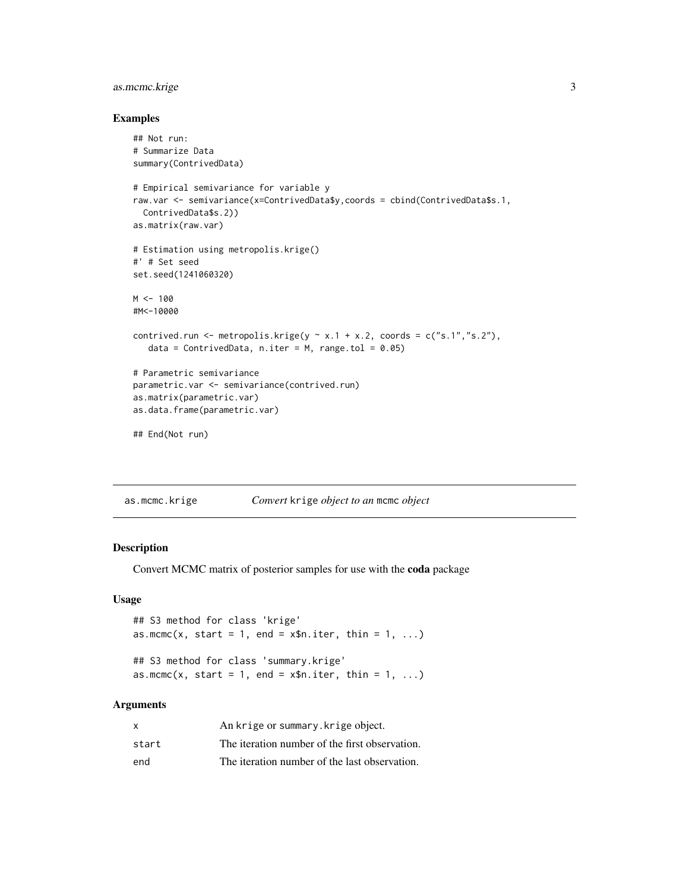## Examples

```
## Not run:
# Summarize Data
summary(ContrivedData)

# Empirical semivariance for variable y
raw.var <- semivariance(x=ContrivedData$y,coords = cbind(ContrivedData$s.1,
  ContrivedData$s.2))
as.matrix(raw.var)

# Estimation using metropolis.krige()
#' # Set seed
set.seed(1241060320)

M <- 100
#M<-10000

contrived.run <- metropolis.krige(y ~ x.1 + x.2, coords = c("s.1","s.2"),
   data = ContrivedData, n.iter = M, range.tol = 0.05)

# Parametric semivariance
parametric.var <- semivariance(contrived.run)
as.matrix(parametric.var)
as.data.frame(parametric.var)

## End(Not run)
```

---

# as.mcmc.krige — *Convert* `krige` *object to an* `mcmc` *object*

## Description

Convert MCMC matrix of posterior samples for use with the **coda** package

## Usage

```
## S3 method for class 'krige'
as.mcmc(x, start = 1, end = x$n.iter, thin = 1, ...)

## S3 method for class 'summary.krige'
as.mcmc(x, start = 1, end = x$n.iter, thin = 1, ...)
```

## Arguments

| | |
|---|---|
| x | An krige or summary.krige object. |
| start | The iteration number of the first observation. |
| end | The iteration number of the last observation. |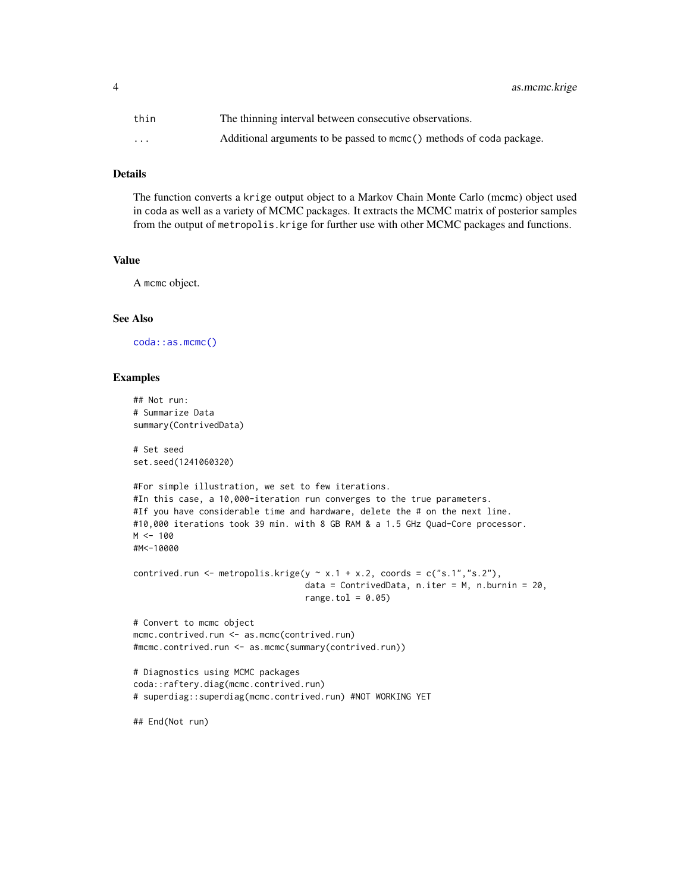| | |
|---|---|
| thin | The thinning interval between consecutive observations. |
| ... | Additional arguments to be passed to mcmc() methods of coda package. |

### Details

The function converts a krige output object to a Markov Chain Monte Carlo (mcmc) object used in coda as well as a variety of MCMC packages. It extracts the MCMC matrix of posterior samples from the output of metropolis.krige for further use with other MCMC packages and functions.

### Value

A mcmc object.

### See Also

coda::as.mcmc()

### Examples

```
## Not run:
# Summarize Data
summary(ContrivedData)

# Set seed
set.seed(1241060320)

#For simple illustration, we set to few iterations.
#In this case, a 10,000-iteration run converges to the true parameters.
#If you have considerable time and hardware, delete the # on the next line.
#10,000 iterations took 39 min. with 8 GB RAM & a 1.5 GHz Quad-Core processor.
M <- 100
#M<-10000

contrived.run <- metropolis.krige(y ~ x.1 + x.2, coords = c("s.1","s.2"),
                                  data = ContrivedData, n.iter = M, n.burnin = 20,
                                  range.tol = 0.05)

# Convert to mcmc object
mcmc.contrived.run <- as.mcmc(contrived.run)
#mcmc.contrived.run <- as.mcmc(summary(contrived.run))

# Diagnostics using MCMC packages
coda::raftery.diag(mcmc.contrived.run)
# superdiag::superdiag(mcmc.contrived.run) #NOT WORKING YET

## End(Not run)
```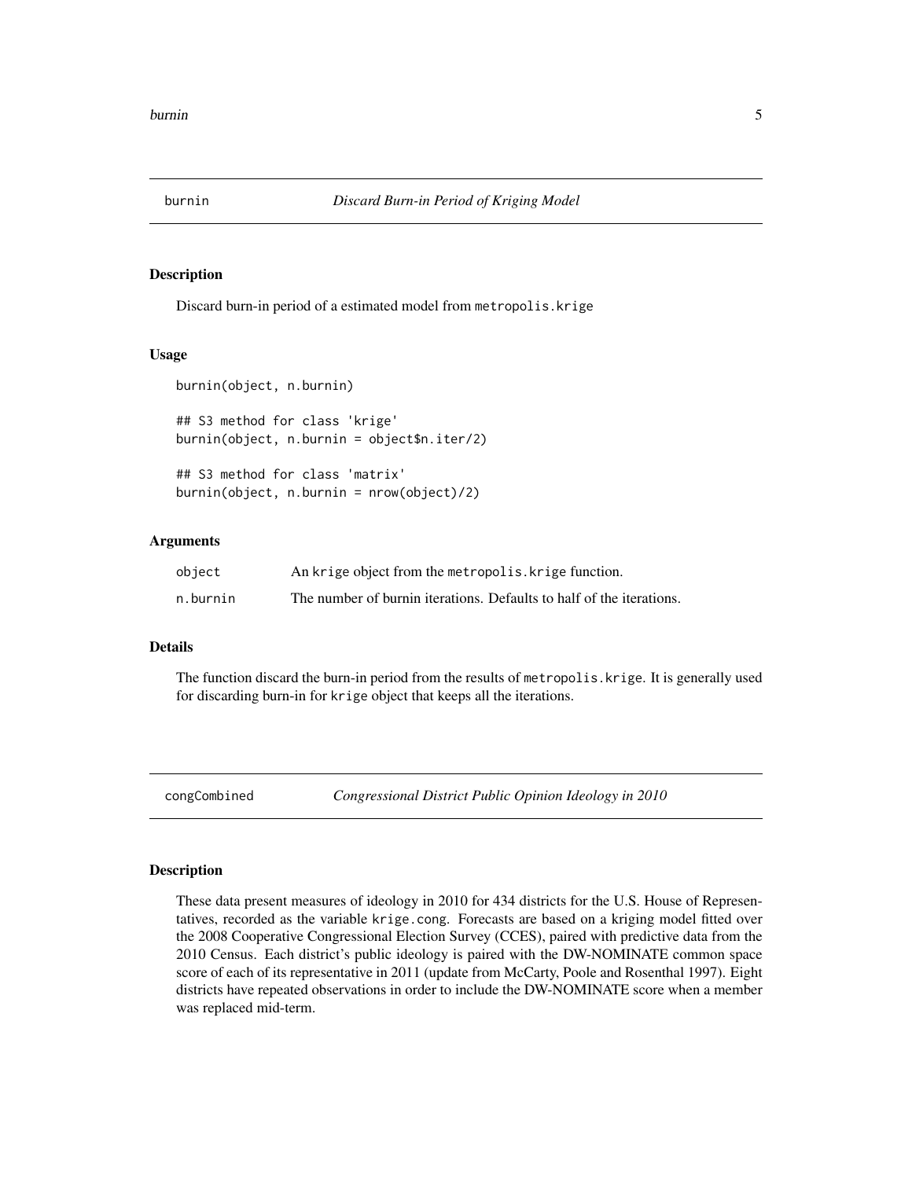## burnin — *Discard Burn-in Period of Kriging Model*

### Description

Discard burn-in period of a estimated model from `metropolis.krige`

### Usage

```
burnin(object, n.burnin)

## S3 method for class 'krige'
burnin(object, n.burnin = object$n.iter/2)

## S3 method for class 'matrix'
burnin(object, n.burnin = nrow(object)/2)
```

### Arguments

| | |
|---|---|
| `object` | An `krige` object from the `metropolis.krige` function. |
| `n.burnin` | The number of burnin iterations. Defaults to half of the iterations. |

### Details

The function discard the burn-in period from the results of `metropolis.krige`. It is generally used for discarding burn-in for `krige` object that keeps all the iterations.

## congCombined — *Congressional District Public Opinion Ideology in 2010*

### Description

These data present measures of ideology in 2010 for 434 districts for the U.S. House of Representatives, recorded as the variable `krige.cong`. Forecasts are based on a kriging model fitted over the 2008 Cooperative Congressional Election Survey (CCES), paired with predictive data from the 2010 Census. Each district's public ideology is paired with the DW-NOMINATE common space score of each of its representative in 2011 (update from McCarty, Poole and Rosenthal 1997). Eight districts have repeated observations in order to include the DW-NOMINATE score when a member was replaced mid-term.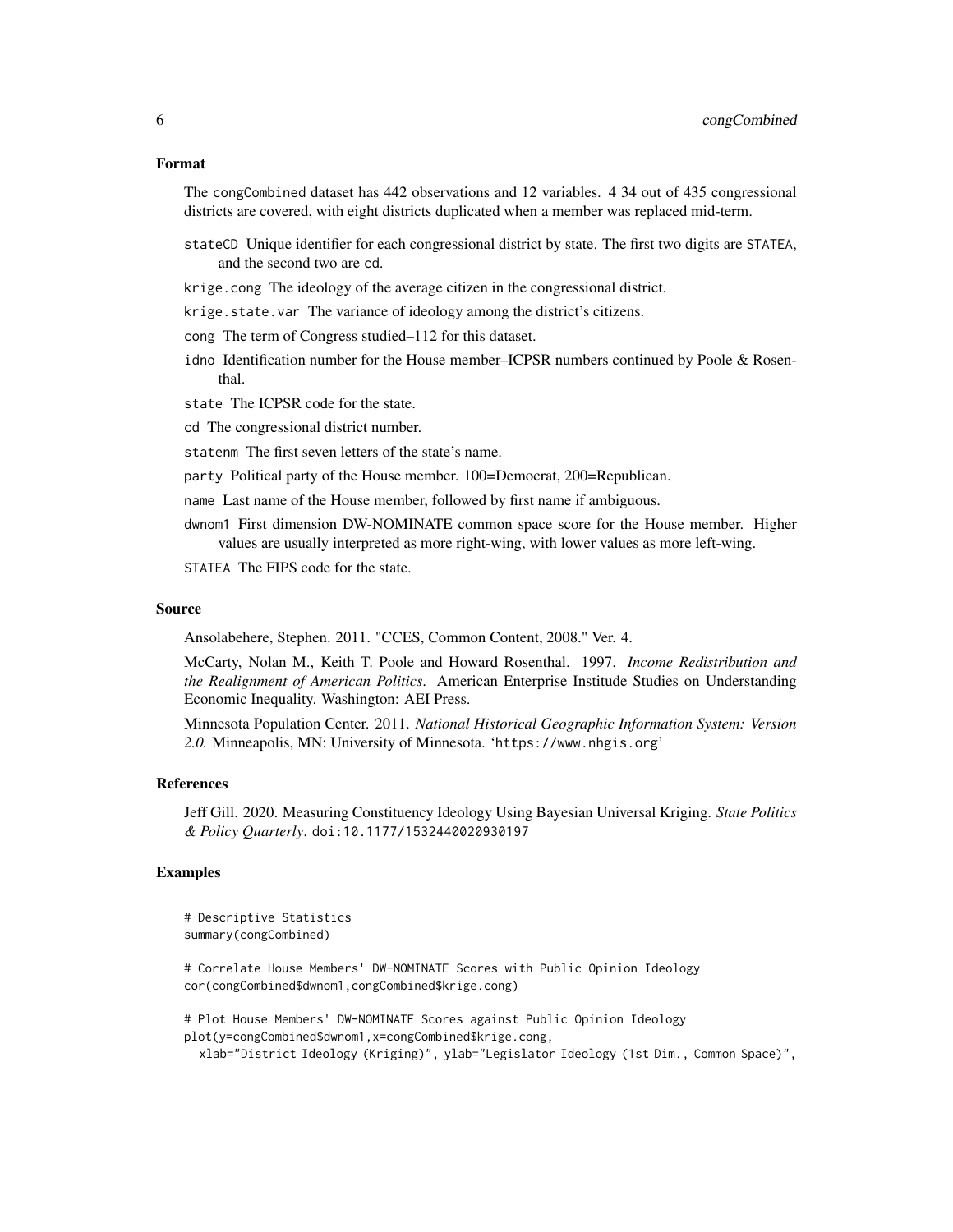### Format

The congCombined dataset has 442 observations and 12 variables. 4 34 out of 435 congressional districts are covered, with eight districts duplicated when a member was replaced mid-term.

- `stateCD` Unique identifier for each congressional district by state. The first two digits are `STATEA`, and the second two are `cd`.
- `krige.cong` The ideology of the average citizen in the congressional district.
- `krige.state.var` The variance of ideology among the district's citizens.
- `cong` The term of Congress studied–112 for this dataset.
- `idno` Identification number for the House member–ICPSR numbers continued by Poole & Rosenthal.
- `state` The ICPSR code for the state.
- `cd` The congressional district number.
- `statenm` The first seven letters of the state's name.
- `party` Political party of the House member. 100=Democrat, 200=Republican.
- `name` Last name of the House member, followed by first name if ambiguous.
- `dwnom1` First dimension DW-NOMINATE common space score for the House member. Higher values are usually interpreted as more right-wing, with lower values as more left-wing.
- `STATEA` The FIPS code for the state.

### Source

Ansolabehere, Stephen. 2011. "CCES, Common Content, 2008." Ver. 4.

McCarty, Nolan M., Keith T. Poole and Howard Rosenthal. 1997. *Income Redistribution and the Realignment of American Politics*. American Enterprise Institute Studies on Understanding Economic Inequality. Washington: AEI Press.

Minnesota Population Center. 2011. *National Historical Geographic Information System: Version 2.0.* Minneapolis, MN: University of Minnesota. 'https://www.nhgis.org'

### References

Jeff Gill. 2020. Measuring Constituency Ideology Using Bayesian Universal Kriging. *State Politics & Policy Quarterly*. doi:10.1177/1532440020930197

### Examples

```
# Descriptive Statistics
summary(congCombined)

# Correlate House Members' DW-NOMINATE Scores with Public Opinion Ideology
cor(congCombined$dwnom1,congCombined$krige.cong)

# Plot House Members' DW-NOMINATE Scores against Public Opinion Ideology
plot(y=congCombined$dwnom1,x=congCombined$krige.cong,
  xlab="District Ideology (Kriging)", ylab="Legislator Ideology (1st Dim., Common Space)",
```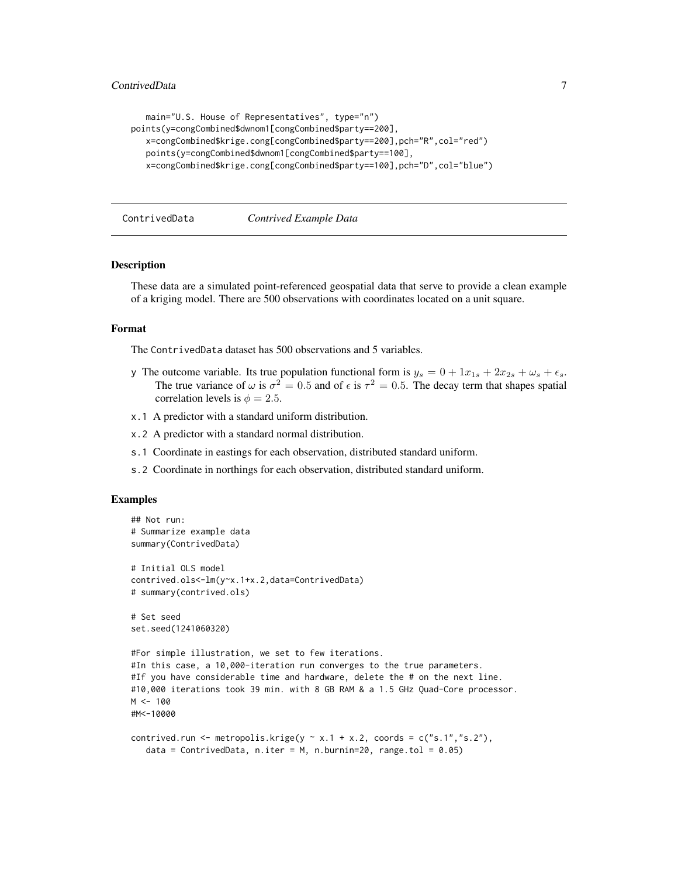```
   main="U.S. House of Representatives", type="n")
points(y=congCombined$dwnom1[congCombined$party==200],
   x=congCombined$krige.cong[congCombined$party==200],pch="R",col="red")
   points(y=congCombined$dwnom1[congCombined$party==100],
   x=congCombined$krige.cong[congCombined$party==100],pch="D",col="blue")
```

## ContrivedData *Contrived Example Data*

### Description

These data are a simulated point-referenced geospatial data that serve to provide a clean example of a kriging model. There are 500 observations with coordinates located on a unit square.

### Format

The ContrivedData dataset has 500 observations and 5 variables.

- y The outcome variable. Its true population functional form is $y_s = 0 + 1x_{1s} + 2x_{2s} + \omega_s + \epsilon_s$. The true variance of $\omega$ is $\sigma^2 = 0.5$ and of $\epsilon$ is $\tau^2 = 0.5$. The decay term that shapes spatial correlation levels is $\phi = 2.5$.
- x.1 A predictor with a standard uniform distribution.
- x.2 A predictor with a standard normal distribution.
- s.1 Coordinate in eastings for each observation, distributed standard uniform.
- s.2 Coordinate in northings for each observation, distributed standard uniform.

### Examples

```
## Not run:
# Summarize example data
summary(ContrivedData)

# Initial OLS model
contrived.ols<-lm(y~x.1+x.2,data=ContrivedData)
# summary(contrived.ols)

# Set seed
set.seed(1241060320)

#For simple illustration, we set to few iterations.
#In this case, a 10,000-iteration run converges to the true parameters.
#If you have considerable time and hardware, delete the # on the next line.
#10,000 iterations took 39 min. with 8 GB RAM & a 1.5 GHz Quad-Core processor.
M <- 100
#M<-10000

contrived.run <- metropolis.krige(y ~ x.1 + x.2, coords = c("s.1","s.2"),
   data = ContrivedData, n.iter = M, n.burnin=20, range.tol = 0.05)
```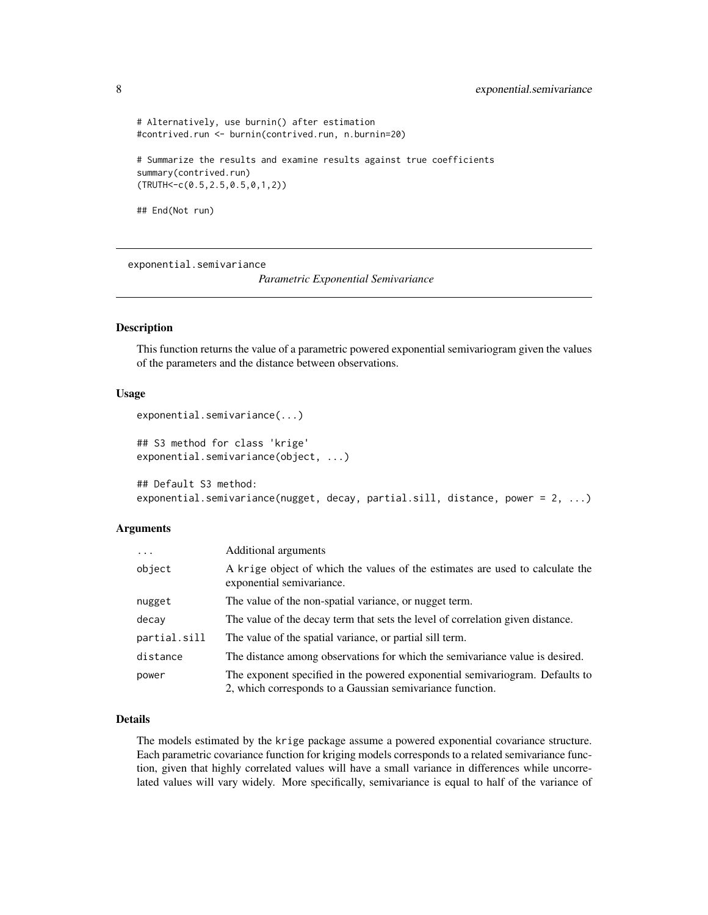```
# Alternatively, use burnin() after estimation
#contrived.run <- burnin(contrived.run, n.burnin=20)

# Summarize the results and examine results against true coefficients
summary(contrived.run)
(TRUTH<-c(0.5,2.5,0.5,0,1,2))

## End(Not run)
```

---

## exponential.semivariance

*Parametric Exponential Semivariance*

---

### Description

This function returns the value of a parametric powered exponential semivariogram given the values of the parameters and the distance between observations.

### Usage

```
exponential.semivariance(...)

## S3 method for class 'krige'
exponential.semivariance(object, ...)

## Default S3 method:
exponential.semivariance(nugget, decay, partial.sill, distance, power = 2, ...)
```

### Arguments

| | |
|---|---|
| ... | Additional arguments |
| object | A krige object of which the values of the estimates are used to calculate the exponential semivariance. |
| nugget | The value of the non-spatial variance, or nugget term. |
| decay | The value of the decay term that sets the level of correlation given distance. |
| partial.sill | The value of the spatial variance, or partial sill term. |
| distance | The distance among observations for which the semivariance value is desired. |
| power | The exponent specified in the powered exponential semivariogram. Defaults to 2, which corresponds to a Gaussian semivariance function. |

### Details

The models estimated by the krige package assume a powered exponential covariance structure. Each parametric covariance function for kriging models corresponds to a related semivariance function, given that highly correlated values will have a small variance in differences while uncorrelated values will vary widely. More specifically, semivariance is equal to half of the variance of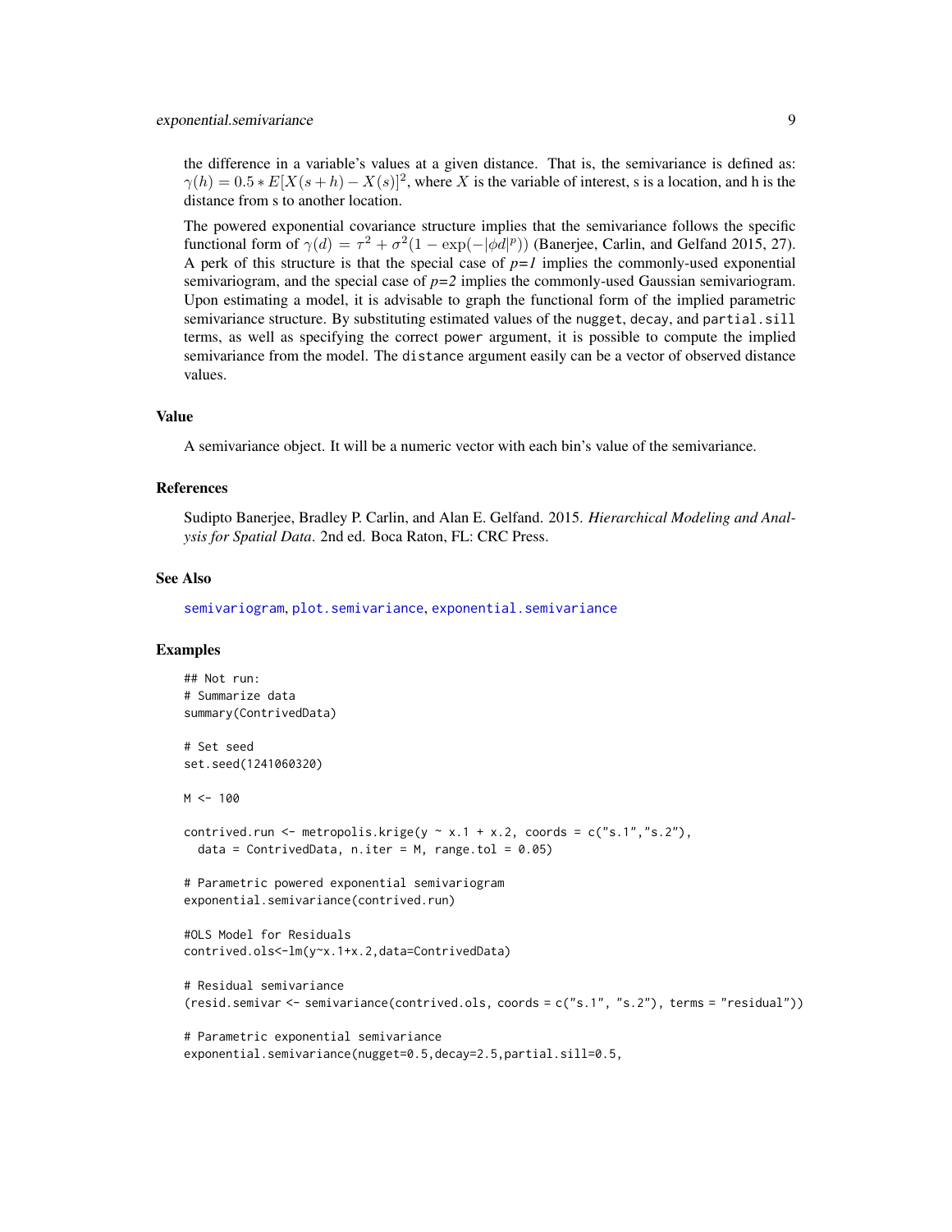the difference in a variable's values at a given distance. That is, the semivariance is defined as: $\gamma(h) = 0.5 * E[X(s+h) - X(s)]^2$, where $X$ is the variable of interest, s is a location, and h is the distance from s to another location.

The powered exponential covariance structure implies that the semivariance follows the specific functional form of $\gamma(d) = \tau^2 + \sigma^2(1 - \exp(-|\phi d|^p))$ (Banerjee, Carlin, and Gelfand 2015, 27). A perk of this structure is that the special case of *p=1* implies the commonly-used exponential semivariogram, and the special case of *p=2* implies the commonly-used Gaussian semivariogram. Upon estimating a model, it is advisable to graph the functional form of the implied parametric semivariance structure. By substituting estimated values of the `nugget`, `decay`, and `partial.sill` terms, as well as specifying the correct `power` argument, it is possible to compute the implied semivariance from the model. The `distance` argument easily can be a vector of observed distance values.

### Value

A semivariance object. It will be a numeric vector with each bin's value of the semivariance.

### References

Sudipto Banerjee, Bradley P. Carlin, and Alan E. Gelfand. 2015. *Hierarchical Modeling and Analysis for Spatial Data*. 2nd ed. Boca Raton, FL: CRC Press.

### See Also

semivariogram, plot.semivariance, exponential.semivariance

### Examples

```
## Not run:
# Summarize data
summary(ContrivedData)

# Set seed
set.seed(1241060320)

M <- 100

contrived.run <- metropolis.krige(y ~ x.1 + x.2, coords = c("s.1","s.2"),
  data = ContrivedData, n.iter = M, range.tol = 0.05)

# Parametric powered exponential semivariogram
exponential.semivariance(contrived.run)

#OLS Model for Residuals
contrived.ols<-lm(y~x.1+x.2,data=ContrivedData)

# Residual semivariance
(resid.semivar <- semivariance(contrived.ols, coords = c("s.1", "s.2"), terms = "residual"))

# Parametric exponential semivariance
exponential.semivariance(nugget=0.5,decay=2.5,partial.sill=0.5,
```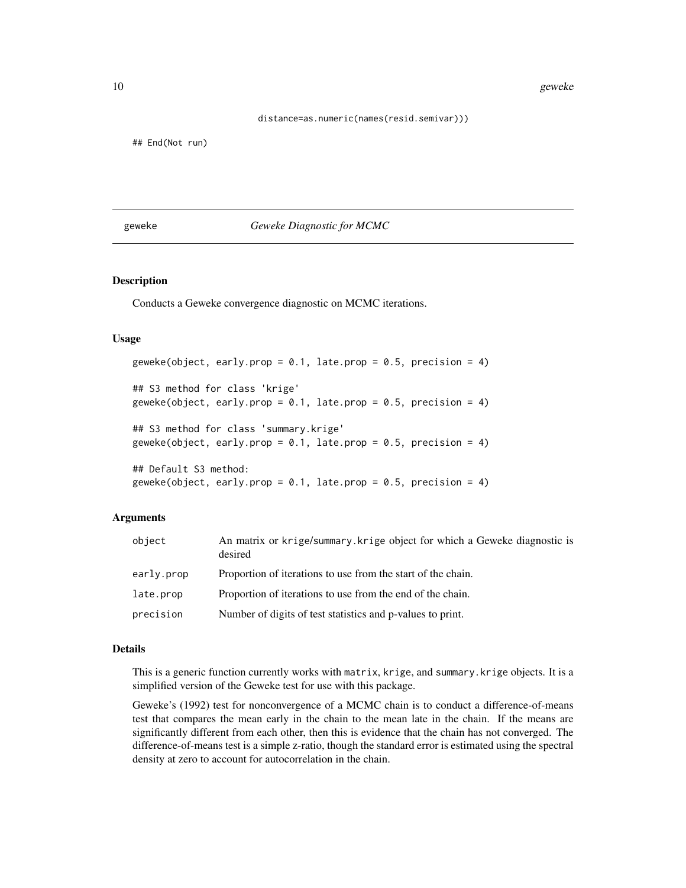```
                        distance=as.numeric(names(resid.semivar)))

## End(Not run)
```

## geweke — *Geweke Diagnostic for MCMC*

### Description

Conducts a Geweke convergence diagnostic on MCMC iterations.

### Usage

```
geweke(object, early.prop = 0.1, late.prop = 0.5, precision = 4)

## S3 method for class 'krige'
geweke(object, early.prop = 0.1, late.prop = 0.5, precision = 4)

## S3 method for class 'summary.krige'
geweke(object, early.prop = 0.1, late.prop = 0.5, precision = 4)

## Default S3 method:
geweke(object, early.prop = 0.1, late.prop = 0.5, precision = 4)
```

### Arguments

| | |
|---|---|
| `object` | An matrix or `krige`/`summary.krige` object for which a Geweke diagnostic is desired |
| `early.prop` | Proportion of iterations to use from the start of the chain. |
| `late.prop` | Proportion of iterations to use from the end of the chain. |
| `precision` | Number of digits of test statistics and p-values to print. |

### Details

This is a generic function currently works with `matrix`, `krige`, and `summary.krige` objects. It is a simplified version of the Geweke test for use with this package.

Geweke's (1992) test for nonconvergence of a MCMC chain is to conduct a difference-of-means test that compares the mean early in the chain to the mean late in the chain. If the means are significantly different from each other, then this is evidence that the chain has not converged. The difference-of-means test is a simple z-ratio, though the standard error is estimated using the spectral density at zero to account for autocorrelation in the chain.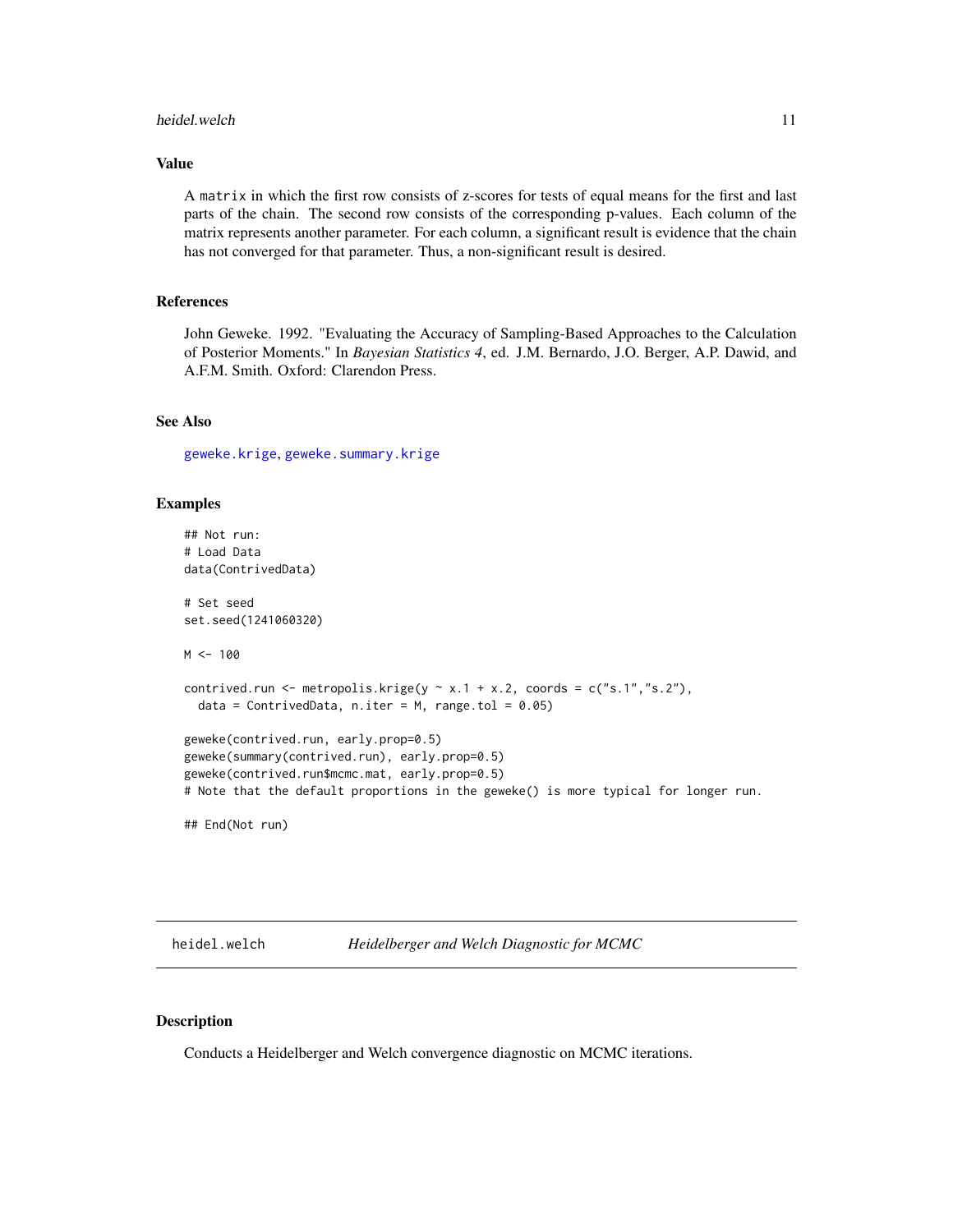### Value

A `matrix` in which the first row consists of z-scores for tests of equal means for the first and last parts of the chain. The second row consists of the corresponding p-values. Each column of the matrix represents another parameter. For each column, a significant result is evidence that the chain has not converged for that parameter. Thus, a non-significant result is desired.

### References

John Geweke. 1992. "Evaluating the Accuracy of Sampling-Based Approaches to the Calculation of Posterior Moments." In *Bayesian Statistics 4*, ed. J.M. Bernardo, J.O. Berger, A.P. Dawid, and A.F.M. Smith. Oxford: Clarendon Press.

### See Also

`geweke.krige`, `geweke.summary.krige`

### Examples

```
## Not run:
# Load Data
data(ContrivedData)

# Set seed
set.seed(1241060320)

M <- 100

contrived.run <- metropolis.krige(y ~ x.1 + x.2, coords = c("s.1","s.2"),
  data = ContrivedData, n.iter = M, range.tol = 0.05)

geweke(contrived.run, early.prop=0.5)
geweke(summary(contrived.run), early.prop=0.5)
geweke(contrived.run$mcmc.mat, early.prop=0.5)
# Note that the default proportions in the geweke() is more typical for longer run.

## End(Not run)
```

---

## heidel.welch — *Heidelberger and Welch Diagnostic for MCMC*

### Description

Conducts a Heidelberger and Welch convergence diagnostic on MCMC iterations.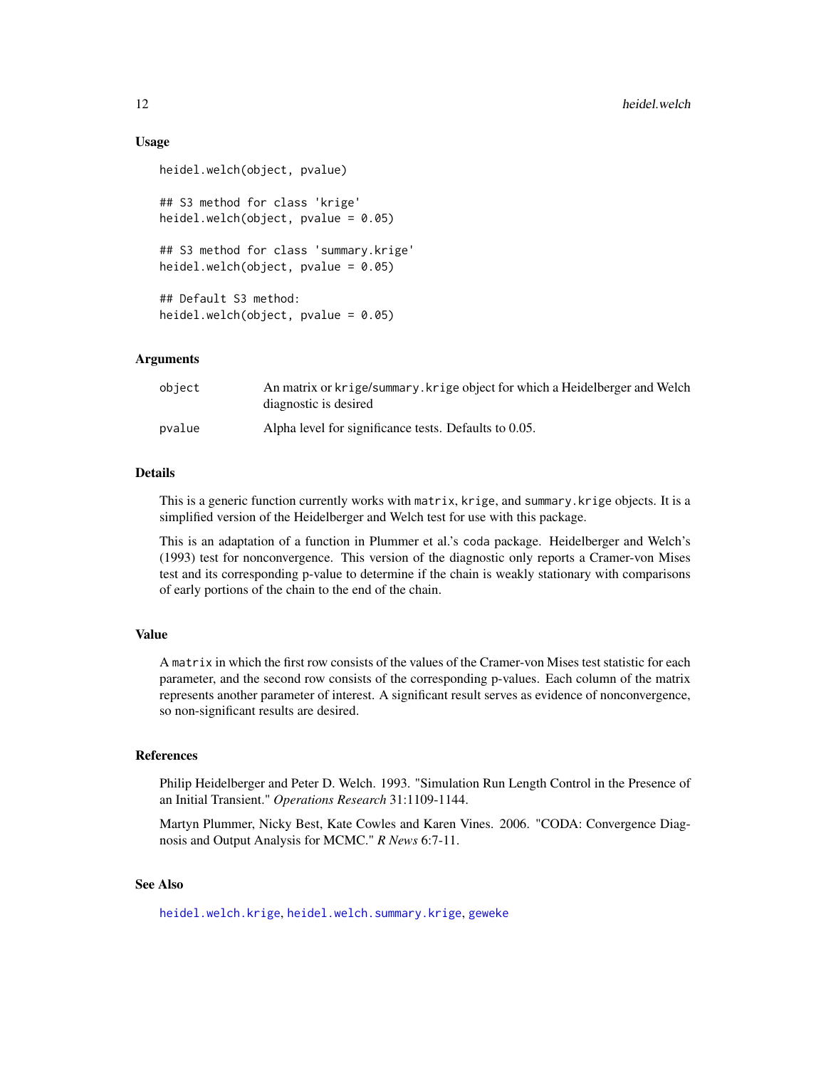### Usage

```
heidel.welch(object, pvalue)

## S3 method for class 'krige'
heidel.welch(object, pvalue = 0.05)

## S3 method for class 'summary.krige'
heidel.welch(object, pvalue = 0.05)

## Default S3 method:
heidel.welch(object, pvalue = 0.05)
```

### Arguments

| | |
|---|---|
| `object` | An matrix or `krige`/`summary.krige` object for which a Heidelberger and Welch diagnostic is desired |
| `pvalue` | Alpha level for significance tests. Defaults to 0.05. |

### Details

This is a generic function currently works with `matrix`, `krige`, and `summary.krige` objects. It is a simplified version of the Heidelberger and Welch test for use with this package.

This is an adaptation of a function in Plummer et al.'s `coda` package. Heidelberger and Welch's (1993) test for nonconvergence. This version of the diagnostic only reports a Cramer-von Mises test and its corresponding p-value to determine if the chain is weakly stationary with comparisons of early portions of the chain to the end of the chain.

### Value

A `matrix` in which the first row consists of the values of the Cramer-von Mises test statistic for each parameter, and the second row consists of the corresponding p-values. Each column of the matrix represents another parameter of interest. A significant result serves as evidence of nonconvergence, so non-significant results are desired.

### References

Philip Heidelberger and Peter D. Welch. 1993. "Simulation Run Length Control in the Presence of an Initial Transient." *Operations Research* 31:1109-1144.

Martyn Plummer, Nicky Best, Kate Cowles and Karen Vines. 2006. "CODA: Convergence Diagnosis and Output Analysis for MCMC." *R News* 6:7-11.

### See Also

`heidel.welch.krige`, `heidel.welch.summary.krige`, `geweke`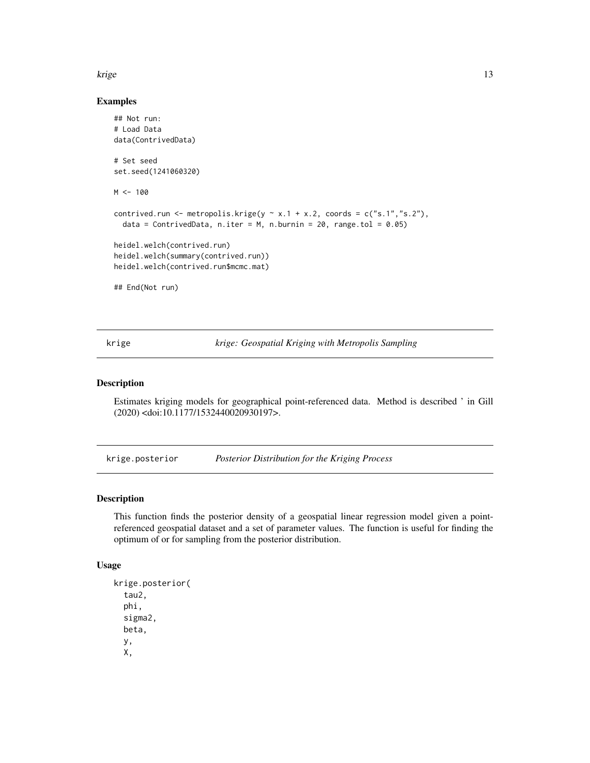## Examples

```
## Not run:
# Load Data
data(ContrivedData)

# Set seed
set.seed(1241060320)

M <- 100

contrived.run <- metropolis.krige(y ~ x.1 + x.2, coords = c("s.1","s.2"),
  data = ContrivedData, n.iter = M, n.burnin = 20, range.tol = 0.05)

heidel.welch(contrived.run)
heidel.welch(summary(contrived.run))
heidel.welch(contrived.run$mcmc.mat)

## End(Not run)
```

---

# krige — *krige: Geospatial Kriging with Metropolis Sampling*

## Description

Estimates kriging models for geographical point-referenced data. Method is described ' in Gill (2020) <doi:10.1177/1532440020930197>.

---

# krige.posterior — *Posterior Distribution for the Kriging Process*

## Description

This function finds the posterior density of a geospatial linear regression model given a point-referenced geospatial dataset and a set of parameter values. The function is useful for finding the optimum of or for sampling from the posterior distribution.

## Usage

```
krige.posterior(
  tau2,
  phi,
  sigma2,
  beta,
  y,
  X,
```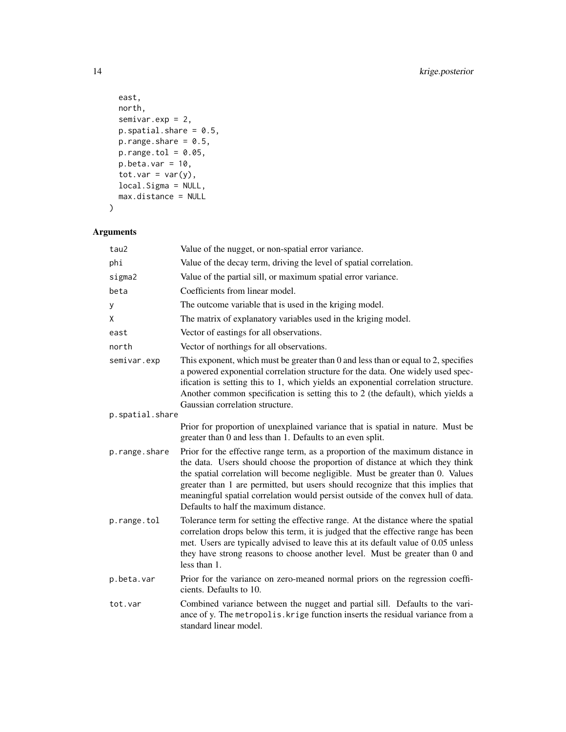```
  east,
  north,
  semivar.exp = 2,
  p.spatial.share = 0.5,
  p.range.share = 0.5,
  p.range.tol = 0.05,
  p.beta.var = 10,
  tot.var = var(y),
  local.Sigma = NULL,
  max.distance = NULL
)
```

## Arguments

| | |
|---|---|
| tau2 | Value of the nugget, or non-spatial error variance. |
| phi | Value of the decay term, driving the level of spatial correlation. |
| sigma2 | Value of the partial sill, or maximum spatial error variance. |
| beta | Coefficients from linear model. |
| y | The outcome variable that is used in the kriging model. |
| X | The matrix of explanatory variables used in the kriging model. |
| east | Vector of eastings for all observations. |
| north | Vector of northings for all observations. |
| semivar.exp | This exponent, which must be greater than 0 and less than or equal to 2, specifies a powered exponential correlation structure for the data. One widely used specification is setting this to 1, which yields an exponential correlation structure. Another common specification is setting this to 2 (the default), which yields a Gaussian correlation structure. |
| p.spatial.share | Prior for proportion of unexplained variance that is spatial in nature. Must be greater than 0 and less than 1. Defaults to an even split. |
| p.range.share | Prior for the effective range term, as a proportion of the maximum distance in the data. Users should choose the proportion of distance at which they think the spatial correlation will become negligible. Must be greater than 0. Values greater than 1 are permitted, but users should recognize that this implies that meaningful spatial correlation would persist outside of the convex hull of data. Defaults to half the maximum distance. |
| p.range.tol | Tolerance term for setting the effective range. At the distance where the spatial correlation drops below this term, it is judged that the effective range has been met. Users are typically advised to leave this at its default value of 0.05 unless they have strong reasons to choose another level. Must be greater than 0 and less than 1. |
| p.beta.var | Prior for the variance on zero-meaned normal priors on the regression coefficients. Defaults to 10. |
| tot.var | Combined variance between the nugget and partial sill. Defaults to the variance of y. The metropolis.krige function inserts the residual variance from a standard linear model. |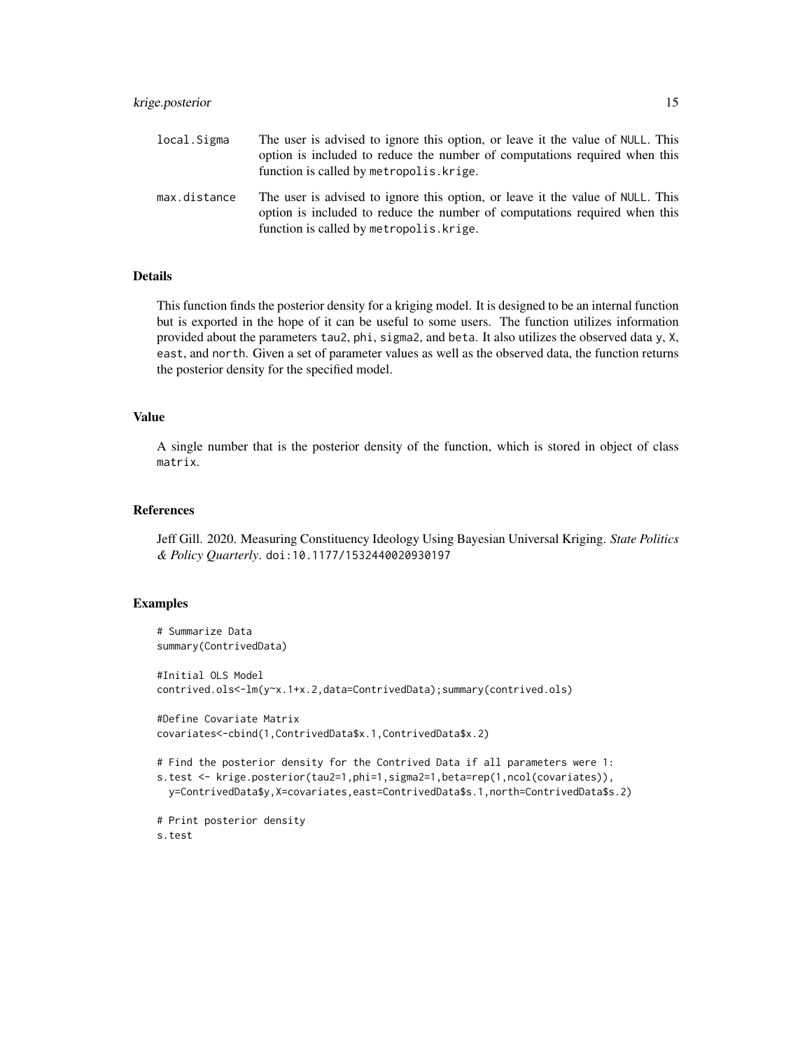| | |
|---|---|
| local.Sigma | The user is advised to ignore this option, or leave it the value of NULL. This option is included to reduce the number of computations required when this function is called by metropolis.krige. |
| max.distance | The user is advised to ignore this option, or leave it the value of NULL. This option is included to reduce the number of computations required when this function is called by metropolis.krige. |

## Details

This function finds the posterior density for a kriging model. It is designed to be an internal function but is exported in the hope of it can be useful to some users. The function utilizes information provided about the parameters tau2, phi, sigma2, and beta. It also utilizes the observed data y, X, east, and north. Given a set of parameter values as well as the observed data, the function returns the posterior density for the specified model.

## Value

A single number that is the posterior density of the function, which is stored in object of class matrix.

## References

Jeff Gill. 2020. Measuring Constituency Ideology Using Bayesian Universal Kriging. *State Politics & Policy Quarterly*. doi:10.1177/1532440020930197

## Examples

```
# Summarize Data
summary(ContrivedData)

#Initial OLS Model
contrived.ols<-lm(y~x.1+x.2,data=ContrivedData);summary(contrived.ols)

#Define Covariate Matrix
covariates<-cbind(1,ContrivedData$x.1,ContrivedData$x.2)

# Find the posterior density for the Contrived Data if all parameters were 1:
s.test <- krige.posterior(tau2=1,phi=1,sigma2=1,beta=rep(1,ncol(covariates)),
  y=ContrivedData$y,X=covariates,east=ContrivedData$s.1,north=ContrivedData$s.2)

# Print posterior density
s.test
```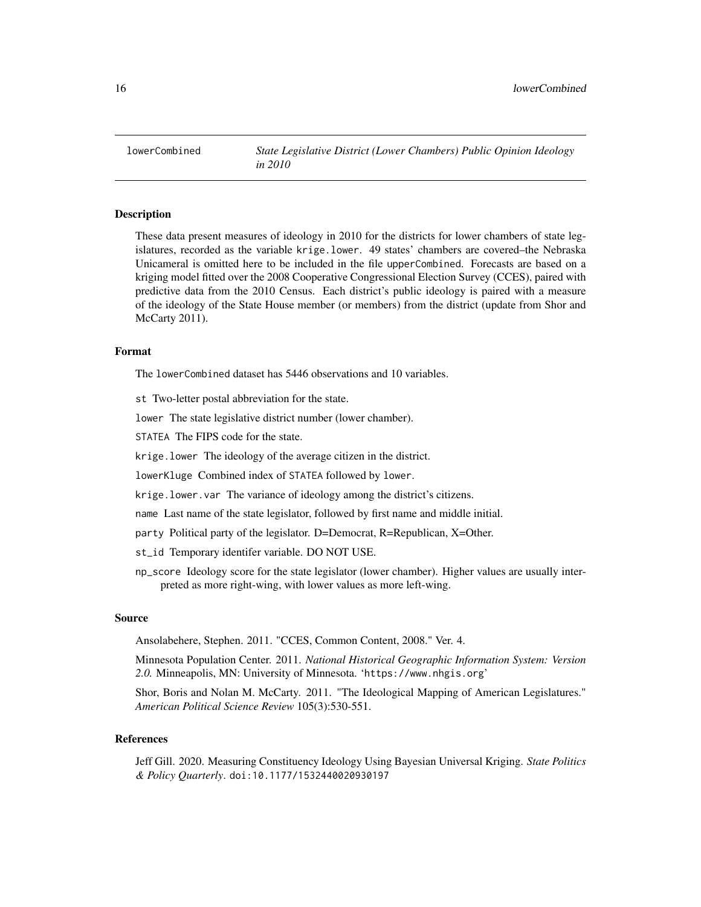lowerCombined *State Legislative District (Lower Chambers) Public Opinion Ideology in 2010*

## Description

These data present measures of ideology in 2010 for the districts for lower chambers of state legislatures, recorded as the variable `krige.lower`. 49 states' chambers are covered–the Nebraska Unicameral is omitted here to be included in the file `upperCombined`. Forecasts are based on a kriging model fitted over the 2008 Cooperative Congressional Election Survey (CCES), paired with predictive data from the 2010 Census. Each district's public ideology is paired with a measure of the ideology of the State House member (or members) from the district (update from Shor and McCarty 2011).

## Format

The `lowerCombined` dataset has 5446 observations and 10 variables.

- `st` Two-letter postal abbreviation for the state.
- `lower` The state legislative district number (lower chamber).
- `STATEA` The FIPS code for the state.
- `krige.lower` The ideology of the average citizen in the district.
- `lowerKluge` Combined index of `STATEA` followed by `lower`.
- `krige.lower.var` The variance of ideology among the district's citizens.
- `name` Last name of the state legislator, followed by first name and middle initial.
- `party` Political party of the legislator. D=Democrat, R=Republican, X=Other.
- `st_id` Temporary identifer variable. DO NOT USE.
- `np_score` Ideology score for the state legislator (lower chamber). Higher values are usually interpreted as more right-wing, with lower values as more left-wing.

## Source

Ansolabehere, Stephen. 2011. "CCES, Common Content, 2008." Ver. 4.

Minnesota Population Center. 2011. *National Historical Geographic Information System: Version 2.0.* Minneapolis, MN: University of Minnesota. '`https://www.nhgis.org`'

Shor, Boris and Nolan M. McCarty. 2011. "The Ideological Mapping of American Legislatures." *American Political Science Review* 105(3):530-551.

## References

Jeff Gill. 2020. Measuring Constituency Ideology Using Bayesian Universal Kriging. *State Politics & Policy Quarterly*. `doi:10.1177/1532440020930197`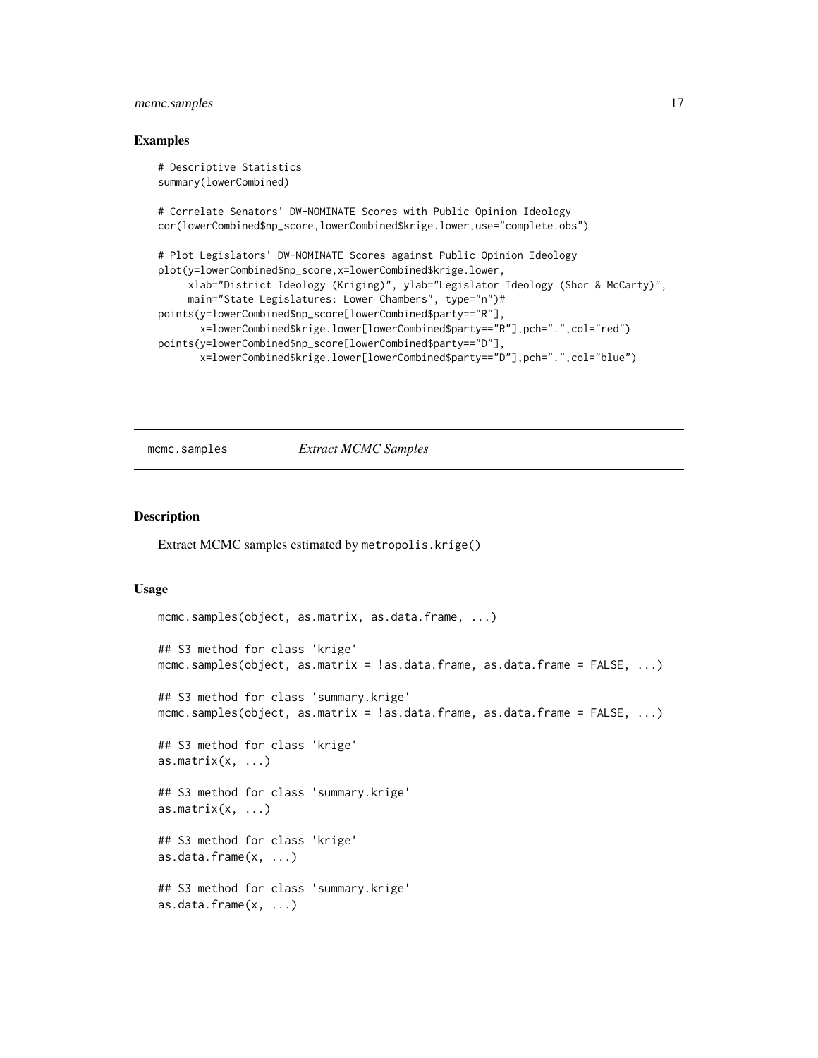## Examples

```
# Descriptive Statistics
summary(lowerCombined)

# Correlate Senators' DW-NOMINATE Scores with Public Opinion Ideology
cor(lowerCombined$np_score,lowerCombined$krige.lower,use="complete.obs")

# Plot Legislators' DW-NOMINATE Scores against Public Opinion Ideology
plot(y=lowerCombined$np_score,x=lowerCombined$krige.lower,
     xlab="District Ideology (Kriging)", ylab="Legislator Ideology (Shor & McCarty)",
     main="State Legislatures: Lower Chambers", type="n")#
points(y=lowerCombined$np_score[lowerCombined$party=="R"],
       x=lowerCombined$krige.lower[lowerCombined$party=="R"],pch=".",col="red")
points(y=lowerCombined$np_score[lowerCombined$party=="D"],
       x=lowerCombined$krige.lower[lowerCombined$party=="D"],pch=".",col="blue")
```

---

# mcmc.samples    *Extract MCMC Samples*

---

## Description

Extract MCMC samples estimated by metropolis.krige()

## Usage

```
mcmc.samples(object, as.matrix, as.data.frame, ...)

## S3 method for class 'krige'
mcmc.samples(object, as.matrix = !as.data.frame, as.data.frame = FALSE, ...)

## S3 method for class 'summary.krige'
mcmc.samples(object, as.matrix = !as.data.frame, as.data.frame = FALSE, ...)

## S3 method for class 'krige'
as.matrix(x, ...)

## S3 method for class 'summary.krige'
as.matrix(x, ...)

## S3 method for class 'krige'
as.data.frame(x, ...)

## S3 method for class 'summary.krige'
as.data.frame(x, ...)
```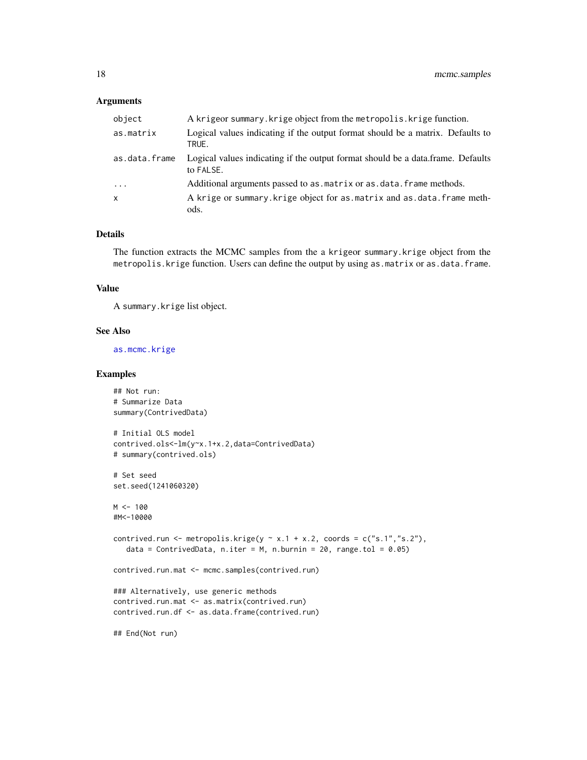### Arguments

| | |
|---|---|
| object | A krigeor summary.krige object from the metropolis.krige function. |
| as.matrix | Logical values indicating if the output format should be a matrix. Defaults to TRUE. |
| as.data.frame | Logical values indicating if the output format should be a data.frame. Defaults to FALSE. |
| ... | Additional arguments passed to as.matrix or as.data.frame methods. |
| x | A krige or summary.krige object for as.matrix and as.data.frame methods. |

### Details

The function extracts the MCMC samples from the a krigeor summary.krige object from the metropolis.krige function. Users can define the output by using as.matrix or as.data.frame.

### Value

A summary.krige list object.

### See Also

as.mcmc.krige

### Examples

```
## Not run:
# Summarize Data
summary(ContrivedData)

# Initial OLS model
contrived.ols<-lm(y~x.1+x.2,data=ContrivedData)
# summary(contrived.ols)

# Set seed
set.seed(1241060320)

M <- 100
#M<-10000

contrived.run <- metropolis.krige(y ~ x.1 + x.2, coords = c("s.1","s.2"),
   data = ContrivedData, n.iter = M, n.burnin = 20, range.tol = 0.05)

contrived.run.mat <- mcmc.samples(contrived.run)

### Alternatively, use generic methods
contrived.run.mat <- as.matrix(contrived.run)
contrived.run.df <- as.data.frame(contrived.run)

## End(Not run)
```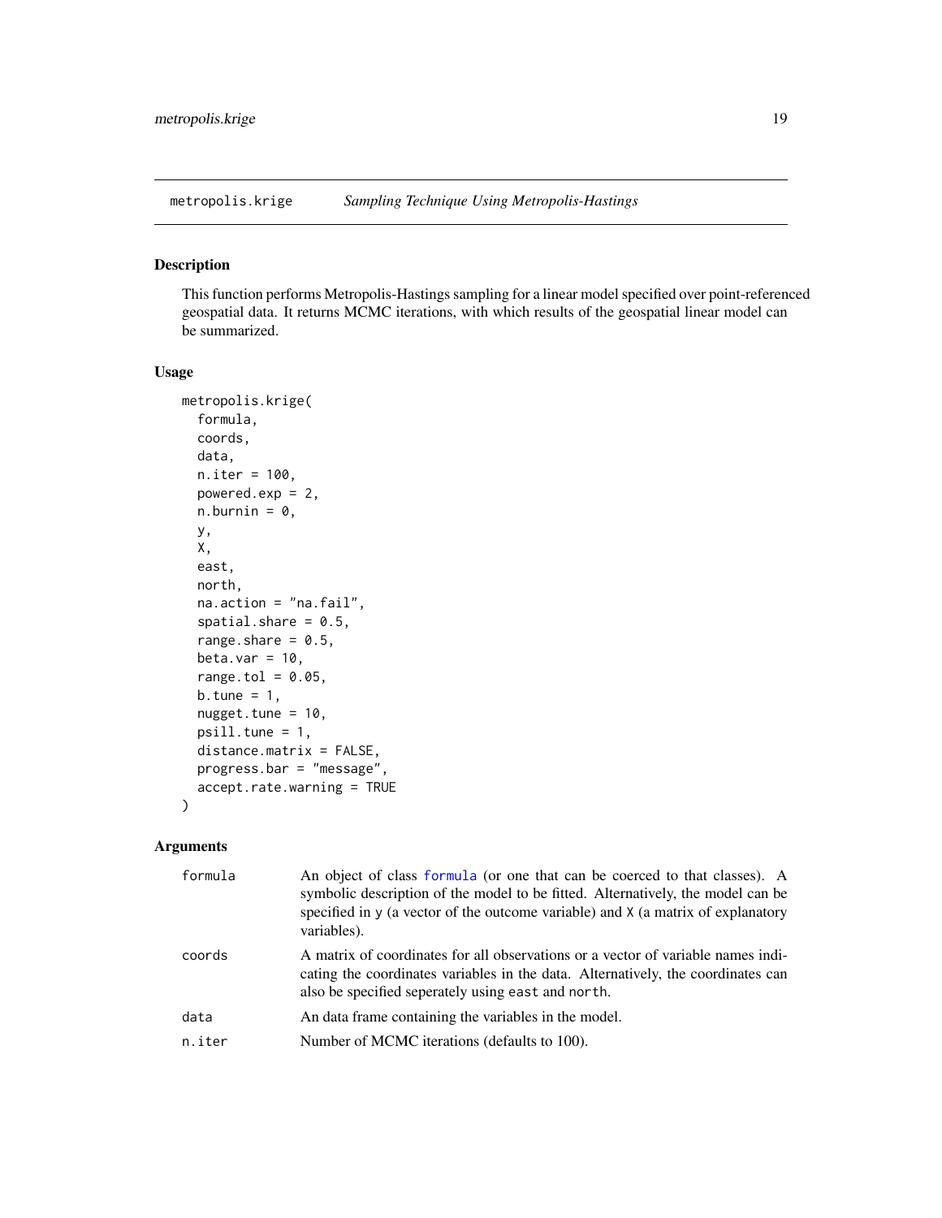## metropolis.krige — *Sampling Technique Using Metropolis-Hastings*

### Description

This function performs Metropolis-Hastings sampling for a linear model specified over point-referenced geospatial data. It returns MCMC iterations, with which results of the geospatial linear model can be summarized.

### Usage

```
metropolis.krige(
  formula,
  coords,
  data,
  n.iter = 100,
  powered.exp = 2,
  n.burnin = 0,
  y,
  X,
  east,
  north,
  na.action = "na.fail",
  spatial.share = 0.5,
  range.share = 0.5,
  beta.var = 10,
  range.tol = 0.05,
  b.tune = 1,
  nugget.tune = 10,
  psill.tune = 1,
  distance.matrix = FALSE,
  progress.bar = "message",
  accept.rate.warning = TRUE
)
```

### Arguments

| Argument | Description |
|---|---|
| `formula` | An object of class `formula` (or one that can be coerced to that classes). A symbolic description of the model to be fitted. Alternatively, the model can be specified in `y` (a vector of the outcome variable) and `X` (a matrix of explanatory variables). |
| `coords` | A matrix of coordinates for all observations or a vector of variable names indicating the coordinates variables in the data. Alternatively, the coordinates can also be specified seperately using `east` and `north`. |
| `data` | An data frame containing the variables in the model. |
| `n.iter` | Number of MCMC iterations (defaults to 100). |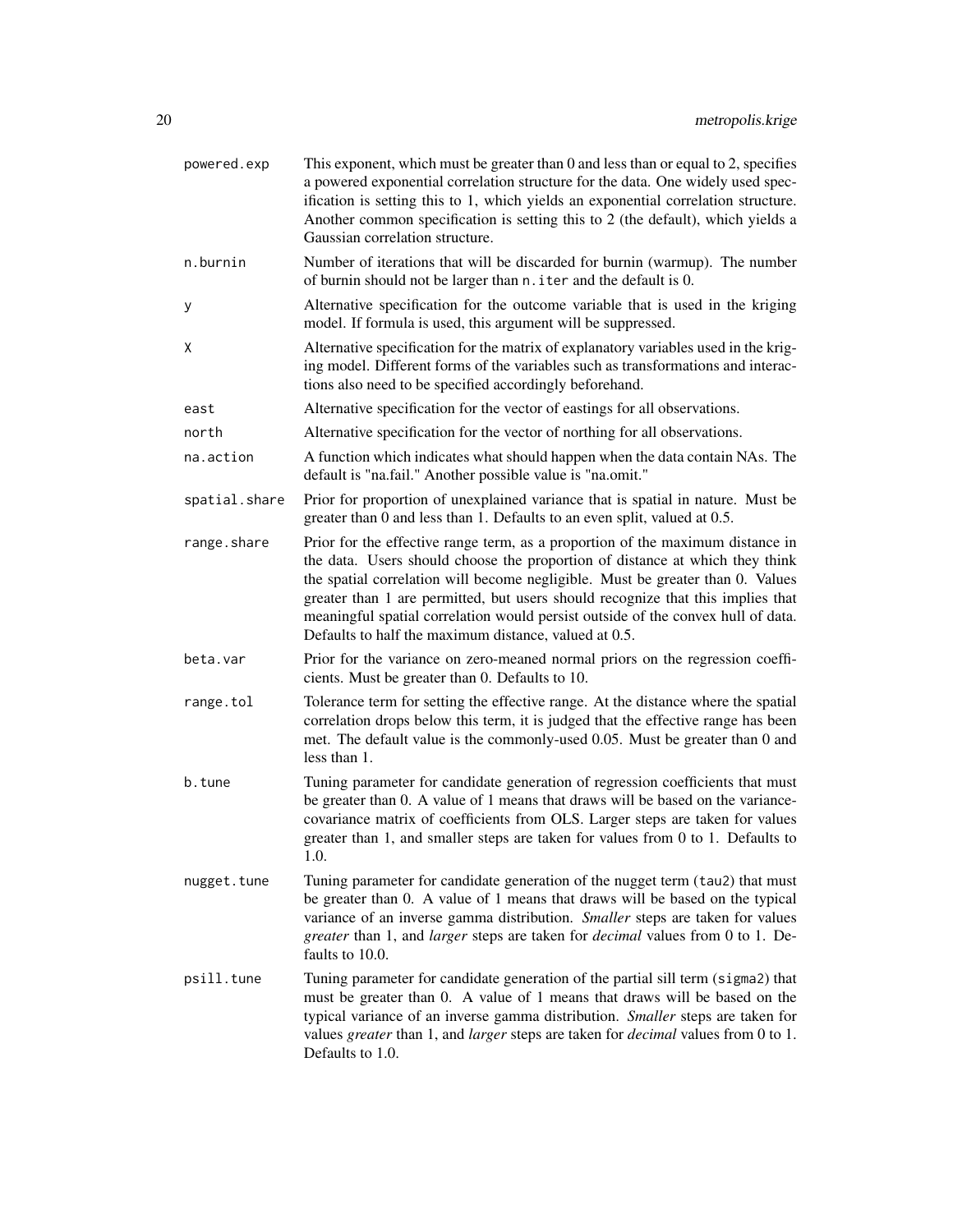| | |
|---|---|
| `powered.exp` | This exponent, which must be greater than 0 and less than or equal to 2, specifies a powered exponential correlation structure for the data. One widely used specification is setting this to 1, which yields an exponential correlation structure. Another common specification is setting this to 2 (the default), which yields a Gaussian correlation structure. |
| `n.burnin` | Number of iterations that will be discarded for burnin (warmup). The number of burnin should not be larger than `n.iter` and the default is 0. |
| `y` | Alternative specification for the outcome variable that is used in the kriging model. If formula is used, this argument will be suppressed. |
| `X` | Alternative specification for the matrix of explanatory variables used in the kriging model. Different forms of the variables such as transformations and interactions also need to be specified accordingly beforehand. |
| `east` | Alternative specification for the vector of eastings for all observations. |
| `north` | Alternative specification for the vector of northing for all observations. |
| `na.action` | A function which indicates what should happen when the data contain NAs. The default is "na.fail." Another possible value is "na.omit." |
| `spatial.share` | Prior for proportion of unexplained variance that is spatial in nature. Must be greater than 0 and less than 1. Defaults to an even split, valued at 0.5. |
| `range.share` | Prior for the effective range term, as a proportion of the maximum distance in the data. Users should choose the proportion of distance at which they think the spatial correlation will become negligible. Must be greater than 0. Values greater than 1 are permitted, but users should recognize that this implies that meaningful spatial correlation would persist outside of the convex hull of data. Defaults to half the maximum distance, valued at 0.5. |
| `beta.var` | Prior for the variance on zero-meaned normal priors on the regression coefficients. Must be greater than 0. Defaults to 10. |
| `range.tol` | Tolerance term for setting the effective range. At the distance where the spatial correlation drops below this term, it is judged that the effective range has been met. The default value is the commonly-used 0.05. Must be greater than 0 and less than 1. |
| `b.tune` | Tuning parameter for candidate generation of regression coefficients that must be greater than 0. A value of 1 means that draws will be based on the variance-covariance matrix of coefficients from OLS. Larger steps are taken for values greater than 1, and smaller steps are taken for values from 0 to 1. Defaults to 1.0. |
| `nugget.tune` | Tuning parameter for candidate generation of the nugget term (`tau2`) that must be greater than 0. A value of 1 means that draws will be based on the typical variance of an inverse gamma distribution. *Smaller* steps are taken for values *greater* than 1, and *larger* steps are taken for *decimal* values from 0 to 1. Defaults to 10.0. |
| `psill.tune` | Tuning parameter for candidate generation of the partial sill term (`sigma2`) that must be greater than 0. A value of 1 means that draws will be based on the typical variance of an inverse gamma distribution. *Smaller* steps are taken for values *greater* than 1, and *larger* steps are taken for *decimal* values from 0 to 1. Defaults to 1.0. |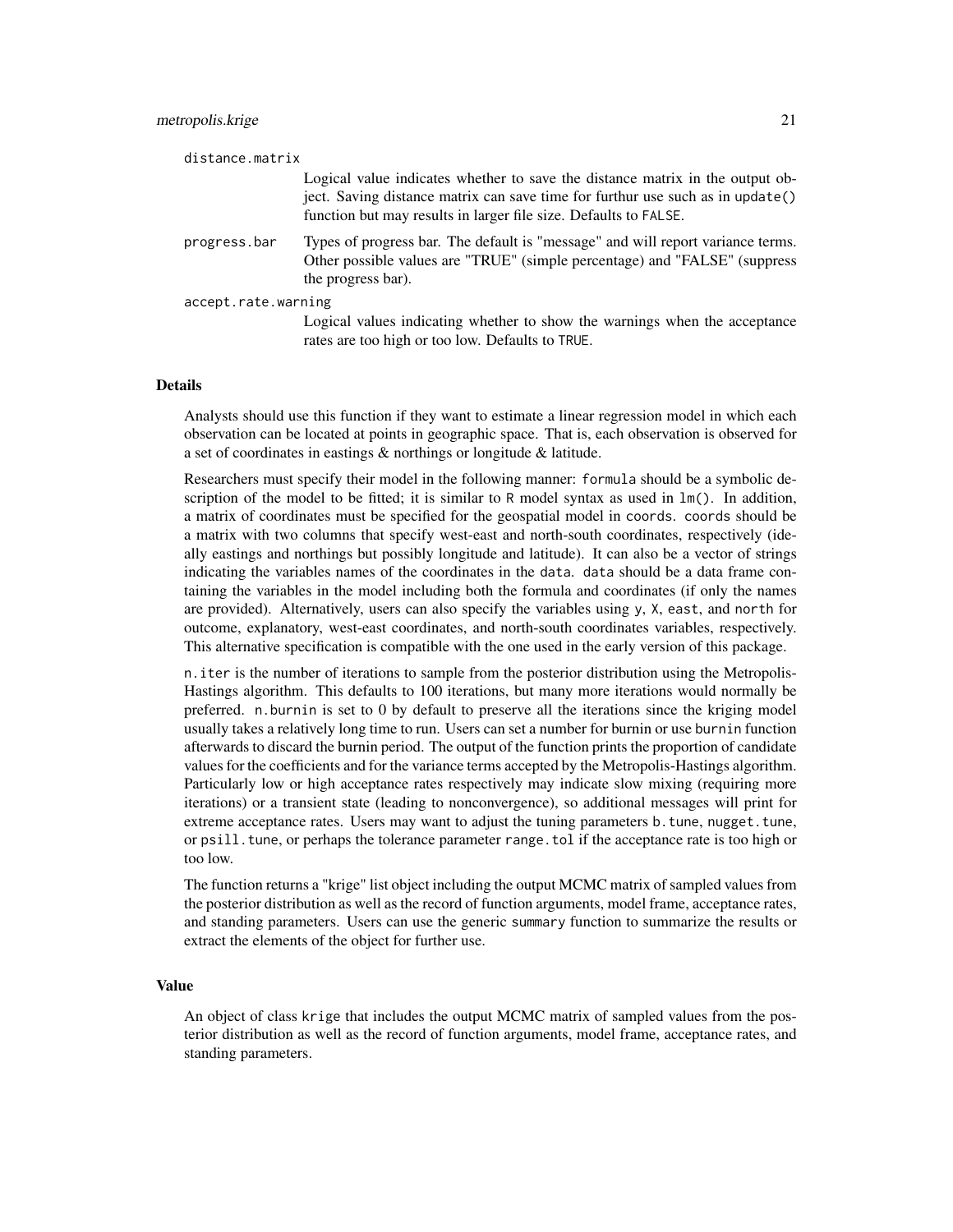distance.matrix

Logical value indicates whether to save the distance matrix in the output object. Saving distance matrix can save time for furthur use such as in `update()` function but may results in larger file size. Defaults to `FALSE`.

progress.bar

Types of progress bar. The default is "message" and will report variance terms. Other possible values are "TRUE" (simple percentage) and "FALSE" (suppress the progress bar).

accept.rate.warning

Logical values indicating whether to show the warnings when the acceptance rates are too high or too low. Defaults to `TRUE`.

## Details

Analysts should use this function if they want to estimate a linear regression model in which each observation can be located at points in geographic space. That is, each observation is observed for a set of coordinates in eastings & northings or longitude & latitude.

Researchers must specify their model in the following manner: `formula` should be a symbolic description of the model to be fitted; it is similar to R model syntax as used in `lm()`. In addition, a matrix of coordinates must be specified for the geospatial model in `coords`. `coords` should be a matrix with two columns that specify west-east and north-south coordinates, respectively (ideally eastings and northings but possibly longitude and latitude). It can also be a vector of strings indicating the variables names of the coordinates in the `data`. `data` should be a data frame containing the variables in the model including both the formula and coordinates (if only the names are provided). Alternatively, users can also specify the variables using `y`, `X`, `east`, and `north` for outcome, explanatory, west-east coordinates, and north-south coordinates variables, respectively. This alternative specification is compatible with the one used in the early version of this package.

`n.iter` is the number of iterations to sample from the posterior distribution using the Metropolis-Hastings algorithm. This defaults to 100 iterations, but many more iterations would normally be preferred. `n.burnin` is set to 0 by default to preserve all the iterations since the kriging model usually takes a relatively long time to run. Users can set a number for burnin or use `burnin` function afterwards to discard the burnin period. The output of the function prints the proportion of candidate values for the coefficients and for the variance terms accepted by the Metropolis-Hastings algorithm. Particularly low or high acceptance rates respectively may indicate slow mixing (requiring more iterations) or a transient state (leading to nonconvergence), so additional messages will print for extreme acceptance rates. Users may want to adjust the tuning parameters `b.tune`, `nugget.tune`, or `psill.tune`, or perhaps the tolerance parameter `range.tol` if the acceptance rate is too high or too low.

The function returns a "krige" list object including the output MCMC matrix of sampled values from the posterior distribution as well as the record of function arguments, model frame, acceptance rates, and standing parameters. Users can use the generic `summary` function to summarize the results or extract the elements of the object for further use.

## Value

An object of class `krige` that includes the output MCMC matrix of sampled values from the posterior distribution as well as the record of function arguments, model frame, acceptance rates, and standing parameters.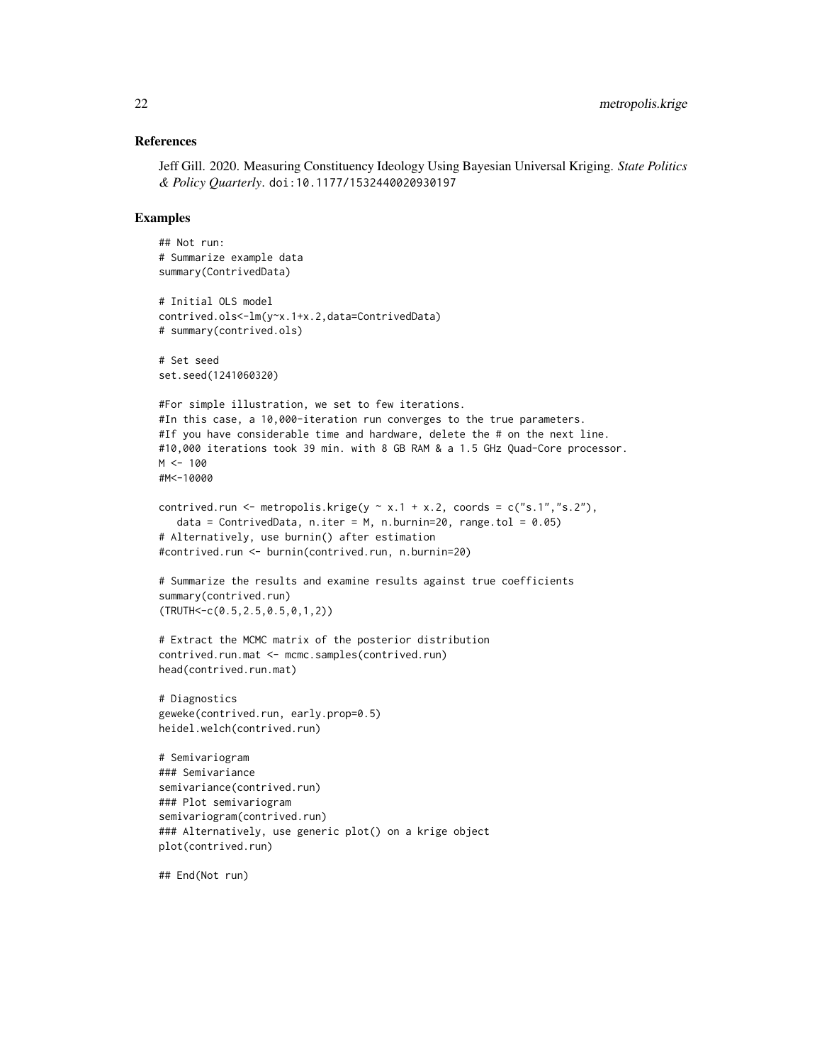### References

Jeff Gill. 2020. Measuring Constituency Ideology Using Bayesian Universal Kriging. *State Politics & Policy Quarterly*. doi:10.1177/1532440020930197

### Examples

```
## Not run:
# Summarize example data
summary(ContrivedData)

# Initial OLS model
contrived.ols<-lm(y~x.1+x.2,data=ContrivedData)
# summary(contrived.ols)

# Set seed
set.seed(1241060320)

#For simple illustration, we set to few iterations.
#In this case, a 10,000-iteration run converges to the true parameters.
#If you have considerable time and hardware, delete the # on the next line.
#10,000 iterations took 39 min. with 8 GB RAM & a 1.5 GHz Quad-Core processor.
M <- 100
#M<-10000

contrived.run <- metropolis.krige(y ~ x.1 + x.2, coords = c("s.1","s.2"),
   data = ContrivedData, n.iter = M, n.burnin=20, range.tol = 0.05)
# Alternatively, use burnin() after estimation
#contrived.run <- burnin(contrived.run, n.burnin=20)

# Summarize the results and examine results against true coefficients
summary(contrived.run)
(TRUTH<-c(0.5,2.5,0.5,0,1,2))

# Extract the MCMC matrix of the posterior distribution
contrived.run.mat <- mcmc.samples(contrived.run)
head(contrived.run.mat)

# Diagnostics
geweke(contrived.run, early.prop=0.5)
heidel.welch(contrived.run)

# Semivariogram
### Semivariance
semivariance(contrived.run)
### Plot semivariogram
semivariogram(contrived.run)
### Alternatively, use generic plot() on a krige object
plot(contrived.run)

## End(Not run)
```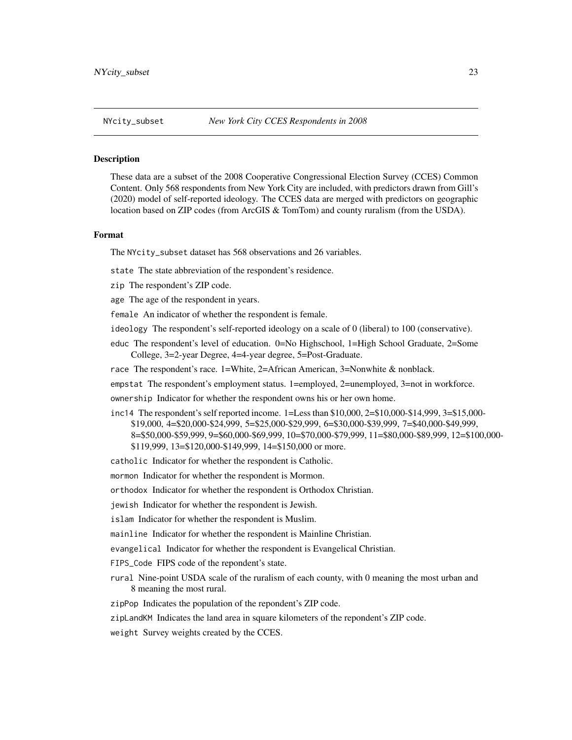NYcity_subset *New York City CCES Respondents in 2008*

## Description

These data are a subset of the 2008 Cooperative Congressional Election Survey (CCES) Common Content. Only 568 respondents from New York City are included, with predictors drawn from Gill's (2020) model of self-reported ideology. The CCES data are merged with predictors on geographic location based on ZIP codes (from ArcGIS & TomTom) and county ruralism (from the USDA).

## Format

The NYcity_subset dataset has 568 observations and 26 variables.

- state The state abbreviation of the respondent's residence.
- zip The respondent's ZIP code.
- age The age of the respondent in years.
- female An indicator of whether the respondent is female.
- ideology The respondent's self-reported ideology on a scale of 0 (liberal) to 100 (conservative).
- educ The respondent's level of education. 0=No Highschool, 1=High School Graduate, 2=Some College, 3=2-year Degree, 4=4-year degree, 5=Post-Graduate.
- race The respondent's race. 1=White, 2=African American, 3=Nonwhite & nonblack.
- empstat The respondent's employment status. 1=employed, 2=unemployed, 3=not in workforce.
- ownership Indicator for whether the respondent owns his or her own home.
- inc14 The respondent's self reported income. 1=Less than \$10,000, 2=\$10,000-\$14,999, 3=\$15,000-\$19,000, 4=\$20,000-\$24,999, 5=\$25,000-\$29,999, 6=\$30,000-\$39,999, 7=\$40,000-\$49,999, 8=\$50,000-\$59,999, 9=\$60,000-\$69,999, 10=\$70,000-\$79,999, 11=\$80,000-\$89,999, 12=\$100,000-\$119,999, 13=\$120,000-\$149,999, 14=\$150,000 or more.
- catholic Indicator for whether the respondent is Catholic.
- mormon Indicator for whether the respondent is Mormon.
- orthodox Indicator for whether the respondent is Orthodox Christian.
- jewish Indicator for whether the respondent is Jewish.
- islam Indicator for whether the respondent is Muslim.
- mainline Indicator for whether the respondent is Mainline Christian.
- evangelical Indicator for whether the respondent is Evangelical Christian.
- FIPS_Code FIPS code of the repondent's state.
- rural Nine-point USDA scale of the ruralism of each county, with 0 meaning the most urban and 8 meaning the most rural.
- zipPop Indicates the population of the repondent's ZIP code.
- zipLandKM Indicates the land area in square kilometers of the repondent's ZIP code.
- weight Survey weights created by the CCES.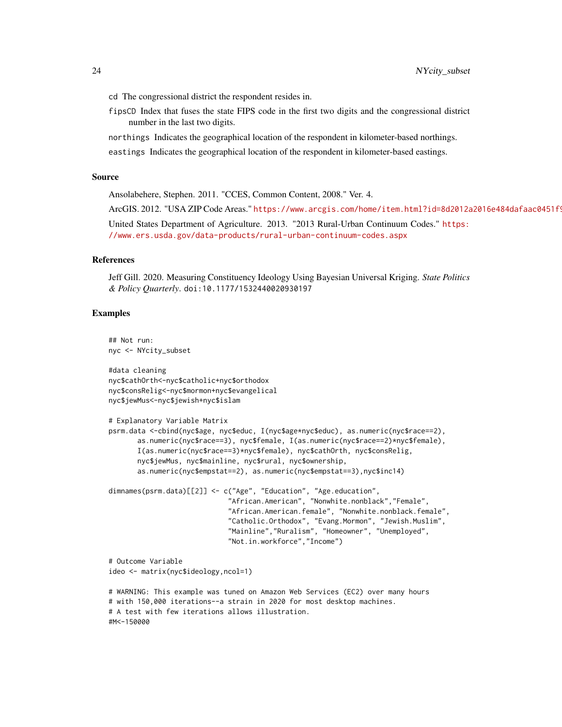cd The congressional district the respondent resides in.

fipsCD Index that fuses the state FIPS code in the first two digits and the congressional district number in the last two digits.

northings Indicates the geographical location of the respondent in kilometer-based northings.

eastings Indicates the geographical location of the respondent in kilometer-based eastings.

## Source

Ansolabehere, Stephen. 2011. "CCES, Common Content, 2008." Ver. 4.

ArcGIS. 2012. "USA ZIP Code Areas." https://www.arcgis.com/home/item.html?id=8d2012a2016e484dafaac0451f9

United States Department of Agriculture. 2013. "2013 Rural-Urban Continuum Codes." https://www.ers.usda.gov/data-products/rural-urban-continuum-codes.aspx

## References

Jeff Gill. 2020. Measuring Constituency Ideology Using Bayesian Universal Kriging. *State Politics & Policy Quarterly*. doi:10.1177/1532440020930197

## Examples

```
## Not run:
nyc <- NYcity_subset

#data cleaning
nyc$cathOrth<-nyc$catholic+nyc$orthodox
nyc$consRelig<-nyc$mormon+nyc$evangelical
nyc$jewMus<-nyc$jewish+nyc$islam

# Explanatory Variable Matrix
psrm.data <-cbind(nyc$age, nyc$educ, I(nyc$age*nyc$educ), as.numeric(nyc$race==2),
       as.numeric(nyc$race==3), nyc$female, I(as.numeric(nyc$race==2)*nyc$female),
       I(as.numeric(nyc$race==3)*nyc$female), nyc$cathOrth, nyc$consRelig,
       nyc$jewMus, nyc$mainline, nyc$rural, nyc$ownership,
       as.numeric(nyc$empstat==2), as.numeric(nyc$empstat==3),nyc$inc14)

dimnames(psrm.data)[[2]] <- c("Age", "Education", "Age.education",
                              "African.American", "Nonwhite.nonblack","Female",
                              "African.American.female", "Nonwhite.nonblack.female",
                              "Catholic.Orthodox", "Evang.Mormon", "Jewish.Muslim",
                              "Mainline","Ruralism", "Homeowner", "Unemployed",
                              "Not.in.workforce","Income")

# Outcome Variable
ideo <- matrix(nyc$ideology,ncol=1)

# WARNING: This example was tuned on Amazon Web Services (EC2) over many hours
# with 150,000 iterations--a strain in 2020 for most desktop machines.
# A test with few iterations allows illustration.
#M<-150000
```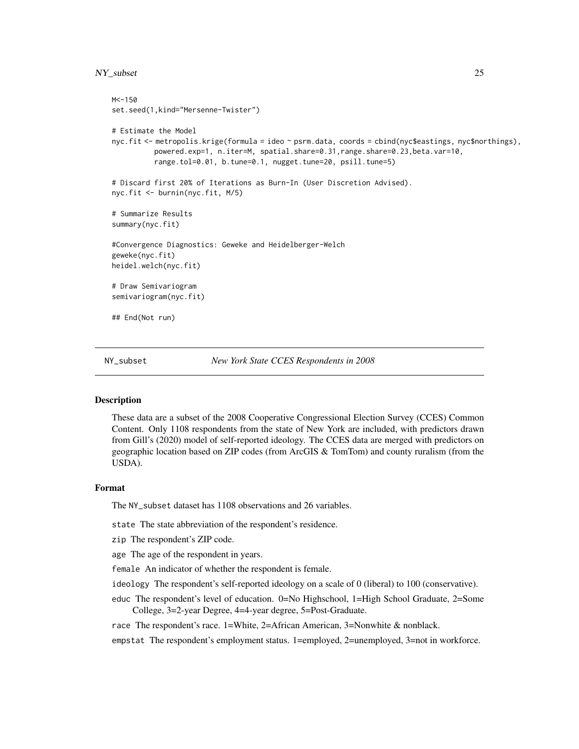```
M<-150
set.seed(1,kind="Mersenne-Twister")

# Estimate the Model
nyc.fit <- metropolis.krige(formula = ideo ~ psrm.data, coords = cbind(nyc$eastings, nyc$northings),
          powered.exp=1, n.iter=M, spatial.share=0.31,range.share=0.23,beta.var=10,
          range.tol=0.01, b.tune=0.1, nugget.tune=20, psill.tune=5)

# Discard first 20% of Iterations as Burn-In (User Discretion Advised).
nyc.fit <- burnin(nyc.fit, M/5)

# Summarize Results
summary(nyc.fit)

#Convergence Diagnostics: Geweke and Heidelberger-Welch
geweke(nyc.fit)
heidel.welch(nyc.fit)

# Draw Semivariogram
semivariogram(nyc.fit)

## End(Not run)
```

---

NY_subset *New York State CCES Respondents in 2008*

---

### Description

These data are a subset of the 2008 Cooperative Congressional Election Survey (CCES) Common Content. Only 1108 respondents from the state of New York are included, with predictors drawn from Gill's (2020) model of self-reported ideology. The CCES data are merged with predictors on geographic location based on ZIP codes (from ArcGIS & TomTom) and county ruralism (from the USDA).

### Format

The NY_subset dataset has 1108 observations and 26 variables.

- state The state abbreviation of the respondent's residence.
- zip The respondent's ZIP code.
- age The age of the respondent in years.
- female An indicator of whether the respondent is female.
- ideology The respondent's self-reported ideology on a scale of 0 (liberal) to 100 (conservative).
- educ The respondent's level of education. 0=No Highschool, 1=High School Graduate, 2=Some College, 3=2-year Degree, 4=4-year degree, 5=Post-Graduate.
- race The respondent's race. 1=White, 2=African American, 3=Nonwhite & nonblack.
- empstat The respondent's employment status. 1=employed, 2=unemployed, 3=not in workforce.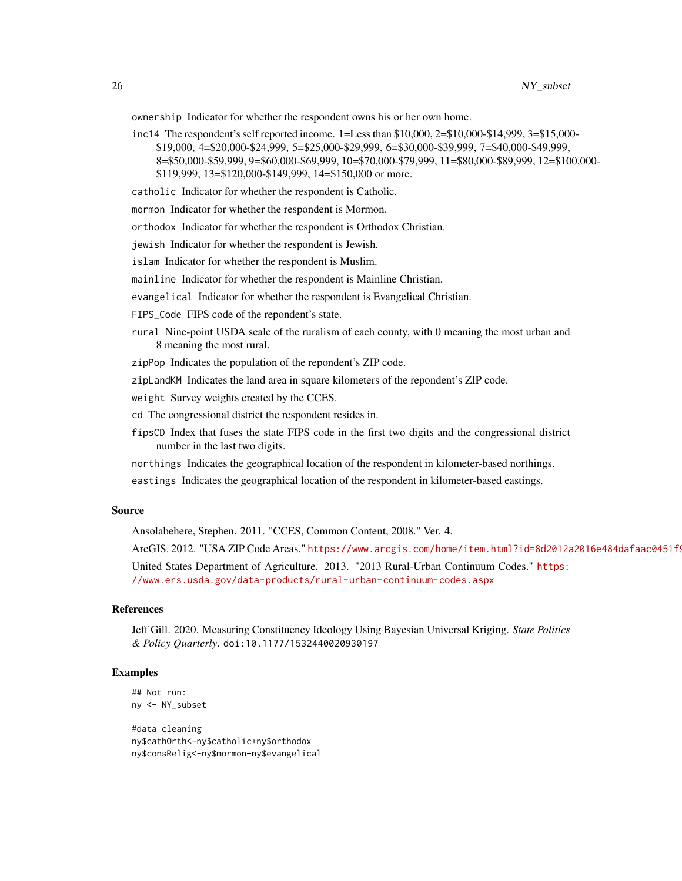`ownership` Indicator for whether the respondent owns his or her own home.

`inc14` The respondent's self reported income. 1=Less than $10,000, 2=$10,000-$14,999, 3=$15,000-$19,000, 4=$20,000-$24,999, 5=$25,000-$29,999, 6=$30,000-$39,999, 7=$40,000-$49,999, 8=$50,000-$59,999, 9=$60,000-$69,999, 10=$70,000-$79,999, 11=$80,000-$89,999, 12=$100,000-$119,999, 13=$120,000-$149,999, 14=$150,000 or more.

`catholic` Indicator for whether the respondent is Catholic.

`mormon` Indicator for whether the respondent is Mormon.

`orthodox` Indicator for whether the respondent is Orthodox Christian.

`jewish` Indicator for whether the respondent is Jewish.

`islam` Indicator for whether the respondent is Muslim.

`mainline` Indicator for whether the respondent is Mainline Christian.

`evangelical` Indicator for whether the respondent is Evangelical Christian.

`FIPS_Code` FIPS code of the repondent's state.

`rural` Nine-point USDA scale of the ruralism of each county, with 0 meaning the most urban and 8 meaning the most rural.

`zipPop` Indicates the population of the repondent's ZIP code.

`zipLandKM` Indicates the land area in square kilometers of the repondent's ZIP code.

`weight` Survey weights created by the CCES.

`cd` The congressional district the respondent resides in.

`fipsCD` Index that fuses the state FIPS code in the first two digits and the congressional district number in the last two digits.

`northings` Indicates the geographical location of the respondent in kilometer-based northings.

`eastings` Indicates the geographical location of the respondent in kilometer-based eastings.

## Source

Ansolabehere, Stephen. 2011. "CCES, Common Content, 2008." Ver. 4.

ArcGIS. 2012. "USA ZIP Code Areas." https://www.arcgis.com/home/item.html?id=8d2012a2016e484dafaac0451f9

United States Department of Agriculture. 2013. "2013 Rural-Urban Continuum Codes." https://www.ers.usda.gov/data-products/rural-urban-continuum-codes.aspx

## References

Jeff Gill. 2020. Measuring Constituency Ideology Using Bayesian Universal Kriging. *State Politics & Policy Quarterly*. doi:10.1177/1532440020930197

## Examples

```
## Not run:
ny <- NY_subset

#data cleaning
ny$cathOrth<-ny$catholic+ny$orthodox
ny$consRelig<-ny$mormon+ny$evangelical
```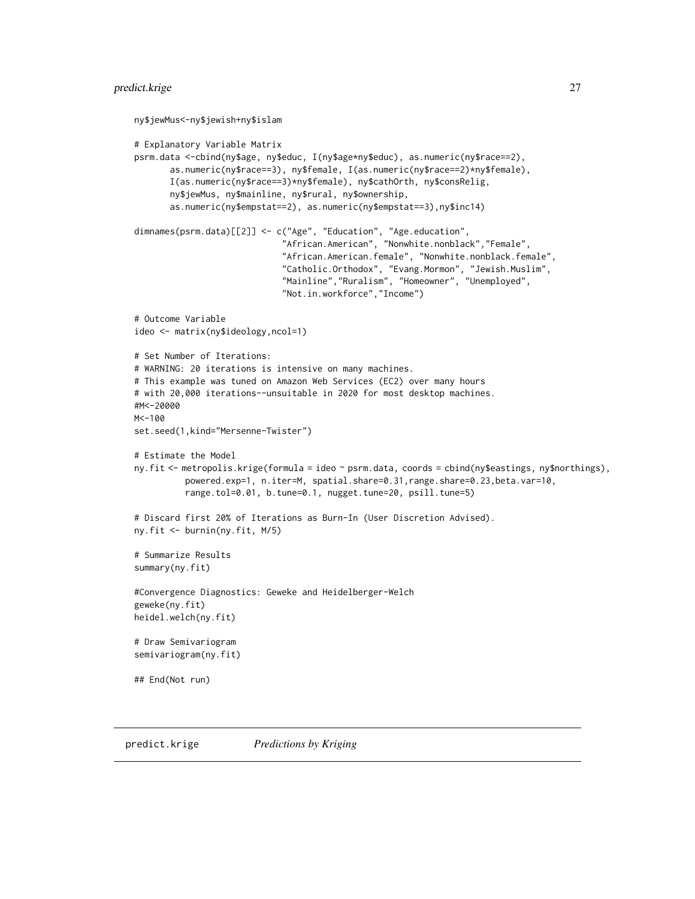```
ny$jewMus<-ny$jewish+ny$islam

# Explanatory Variable Matrix
psrm.data <-cbind(ny$age, ny$educ, I(ny$age*ny$educ), as.numeric(ny$race==2),
       as.numeric(ny$race==3), ny$female, I(as.numeric(ny$race==2)*ny$female),
       I(as.numeric(ny$race==3)*ny$female), ny$cathOrth, ny$consRelig,
       ny$jewMus, ny$mainline, ny$rural, ny$ownership,
       as.numeric(ny$empstat==2), as.numeric(ny$empstat==3),ny$inc14)

dimnames(psrm.data)[[2]] <- c("Age", "Education", "Age.education",
                              "African.American", "Nonwhite.nonblack","Female",
                              "African.American.female", "Nonwhite.nonblack.female",
                              "Catholic.Orthodox", "Evang.Mormon", "Jewish.Muslim",
                              "Mainline","Ruralism", "Homeowner", "Unemployed",
                              "Not.in.workforce","Income")

# Outcome Variable
ideo <- matrix(ny$ideology,ncol=1)

# Set Number of Iterations:
# WARNING: 20 iterations is intensive on many machines.
# This example was tuned on Amazon Web Services (EC2) over many hours
# with 20,000 iterations--unsuitable in 2020 for most desktop machines.
#M<-20000
M<-100
set.seed(1,kind="Mersenne-Twister")

# Estimate the Model
ny.fit <- metropolis.krige(formula = ideo ~ psrm.data, coords = cbind(ny$eastings, ny$northings),
          powered.exp=1, n.iter=M, spatial.share=0.31,range.share=0.23,beta.var=10,
          range.tol=0.01, b.tune=0.1, nugget.tune=20, psill.tune=5)

# Discard first 20% of Iterations as Burn-In (User Discretion Advised).
ny.fit <- burnin(ny.fit, M/5)

# Summarize Results
summary(ny.fit)

#Convergence Diagnostics: Geweke and Heidelberger-Welch
geweke(ny.fit)
heidel.welch(ny.fit)

# Draw Semivariogram
semivariogram(ny.fit)

## End(Not run)
```

## predict.krige *Predictions by Kriging*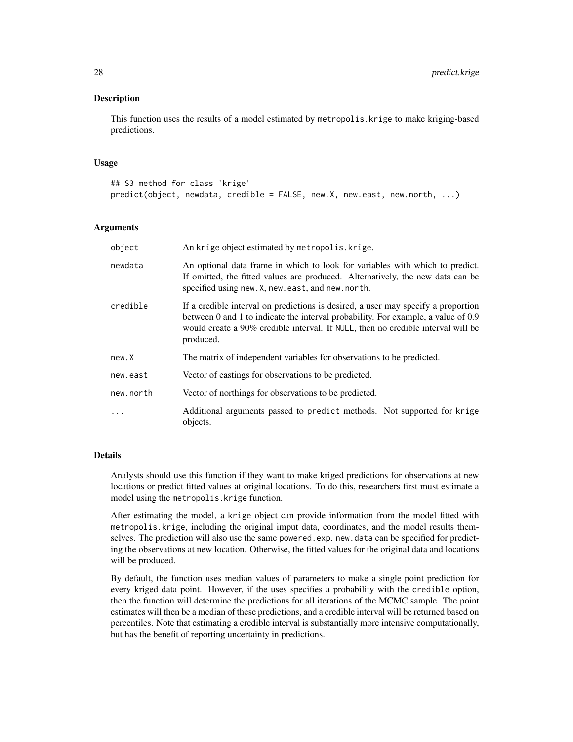## Description

This function uses the results of a model estimated by metropolis.krige to make kriging-based predictions.

## Usage

```
## S3 method for class 'krige'
predict(object, newdata, credible = FALSE, new.X, new.east, new.north, ...)
```

## Arguments

| | |
|---|---|
| object | An krige object estimated by metropolis.krige. |
| newdata | An optional data frame in which to look for variables with which to predict. If omitted, the fitted values are produced. Alternatively, the new data can be specified using new.X, new.east, and new.north. |
| credible | If a credible interval on predictions is desired, a user may specify a proportion between 0 and 1 to indicate the interval probability. For example, a value of 0.9 would create a 90% credible interval. If NULL, then no credible interval will be produced. |
| new.X | The matrix of independent variables for observations to be predicted. |
| new.east | Vector of eastings for observations to be predicted. |
| new.north | Vector of northings for observations to be predicted. |
| ... | Additional arguments passed to predict methods. Not supported for krige objects. |

## Details

Analysts should use this function if they want to make kriged predictions for observations at new locations or predict fitted values at original locations. To do this, researchers first must estimate a model using the metropolis.krige function.

After estimating the model, a krige object can provide information from the model fitted with metropolis.krige, including the original imput data, coordinates, and the model results themselves. The prediction will also use the same powered.exp. new.data can be specified for predicting the observations at new location. Otherwise, the fitted values for the original data and locations will be produced.

By default, the function uses median values of parameters to make a single point prediction for every kriged data point. However, if the uses specifies a probability with the credible option, then the function will determine the predictions for all iterations of the MCMC sample. The point estimates will then be a median of these predictions, and a credible interval will be returned based on percentiles. Note that estimating a credible interval is substantially more intensive computationally, but has the benefit of reporting uncertainty in predictions.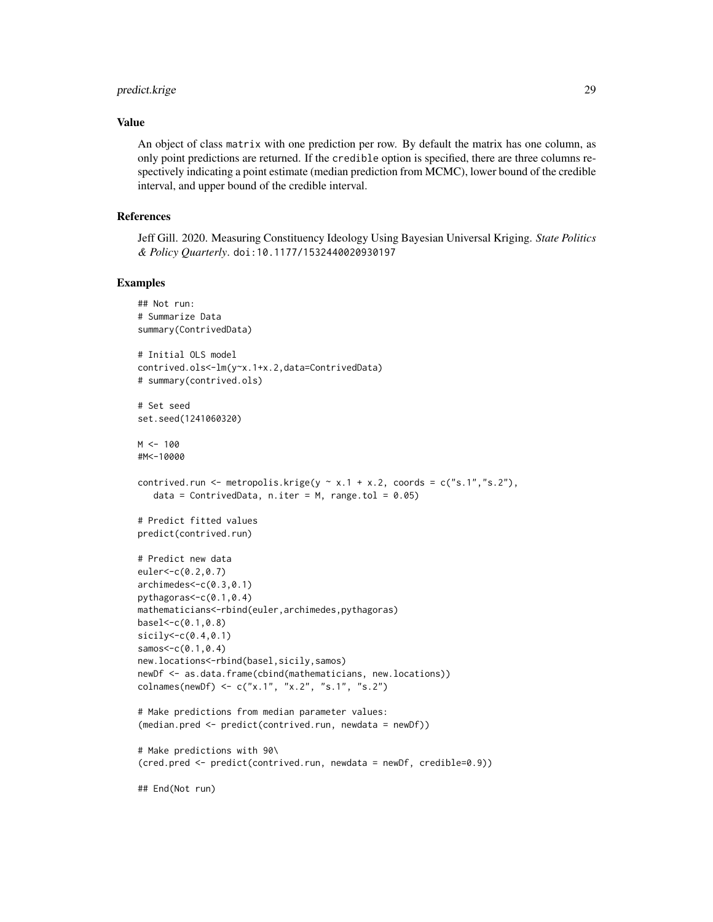### Value

An object of class `matrix` with one prediction per row. By default the matrix has one column, as only point predictions are returned. If the `credible` option is specified, there are three columns respectively indicating a point estimate (median prediction from MCMC), lower bound of the credible interval, and upper bound of the credible interval.

### References

Jeff Gill. 2020. Measuring Constituency Ideology Using Bayesian Universal Kriging. *State Politics & Policy Quarterly*. doi:10.1177/1532440020930197

### Examples

```
## Not run:
# Summarize Data
summary(ContrivedData)

# Initial OLS model
contrived.ols<-lm(y~x.1+x.2,data=ContrivedData)
# summary(contrived.ols)

# Set seed
set.seed(1241060320)

M <- 100
#M<-10000

contrived.run <- metropolis.krige(y ~ x.1 + x.2, coords = c("s.1","s.2"),
   data = ContrivedData, n.iter = M, range.tol = 0.05)

# Predict fitted values
predict(contrived.run)

# Predict new data
euler<-c(0.2,0.7)
archimedes<-c(0.3,0.1)
pythagoras<-c(0.1,0.4)
mathematicians<-rbind(euler,archimedes,pythagoras)
basel<-c(0.1,0.8)
sicily<-c(0.4,0.1)
samos<-c(0.1,0.4)
new.locations<-rbind(basel,sicily,samos)
newDf <- as.data.frame(cbind(mathematicians, new.locations))
colnames(newDf) <- c("x.1", "x.2", "s.1", "s.2")

# Make predictions from median parameter values:
(median.pred <- predict(contrived.run, newdata = newDf))

# Make predictions with 90\
(cred.pred <- predict(contrived.run, newdata = newDf, credible=0.9))

## End(Not run)
```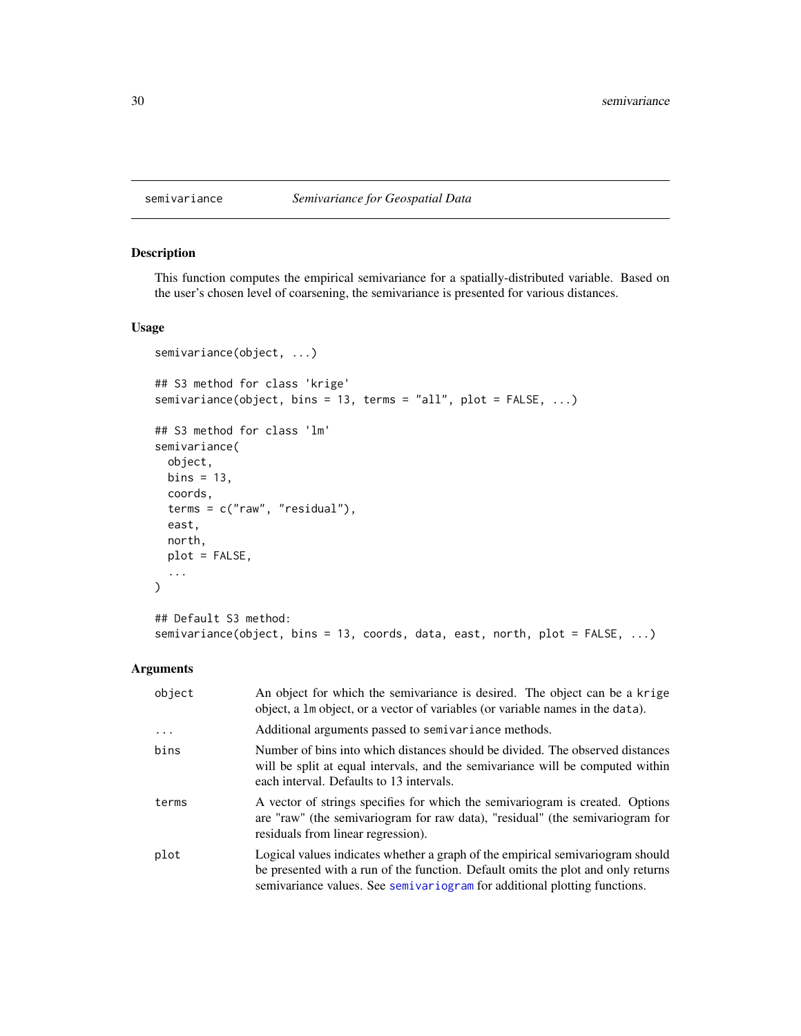semivariance — *Semivariance for Geospatial Data*

## Description

This function computes the empirical semivariance for a spatially-distributed variable. Based on the user's chosen level of coarsening, the semivariance is presented for various distances.

## Usage

```
semivariance(object, ...)

## S3 method for class 'krige'
semivariance(object, bins = 13, terms = "all", plot = FALSE, ...)

## S3 method for class 'lm'
semivariance(
  object,
  bins = 13,
  coords,
  terms = c("raw", "residual"),
  east,
  north,
  plot = FALSE,
  ...
)

## Default S3 method:
semivariance(object, bins = 13, coords, data, east, north, plot = FALSE, ...)
```

## Arguments

| | |
|---|---|
| `object` | An object for which the semivariance is desired. The object can be a `krige` object, a `lm` object, or a vector of variables (or variable names in the `data`). |
| `...` | Additional arguments passed to `semivariance` methods. |
| `bins` | Number of bins into which distances should be divided. The observed distances will be split at equal intervals, and the semivariance will be computed within each interval. Defaults to 13 intervals. |
| `terms` | A vector of strings specifies for which the semivariogram is created. Options are "raw" (the semivariogram for raw data), "residual" (the semivariogram for residuals from linear regression). |
| `plot` | Logical values indicates whether a graph of the empirical semivariogram should be presented with a run of the function. Default omits the plot and only returns semivariance values. See `semivariogram` for additional plotting functions. |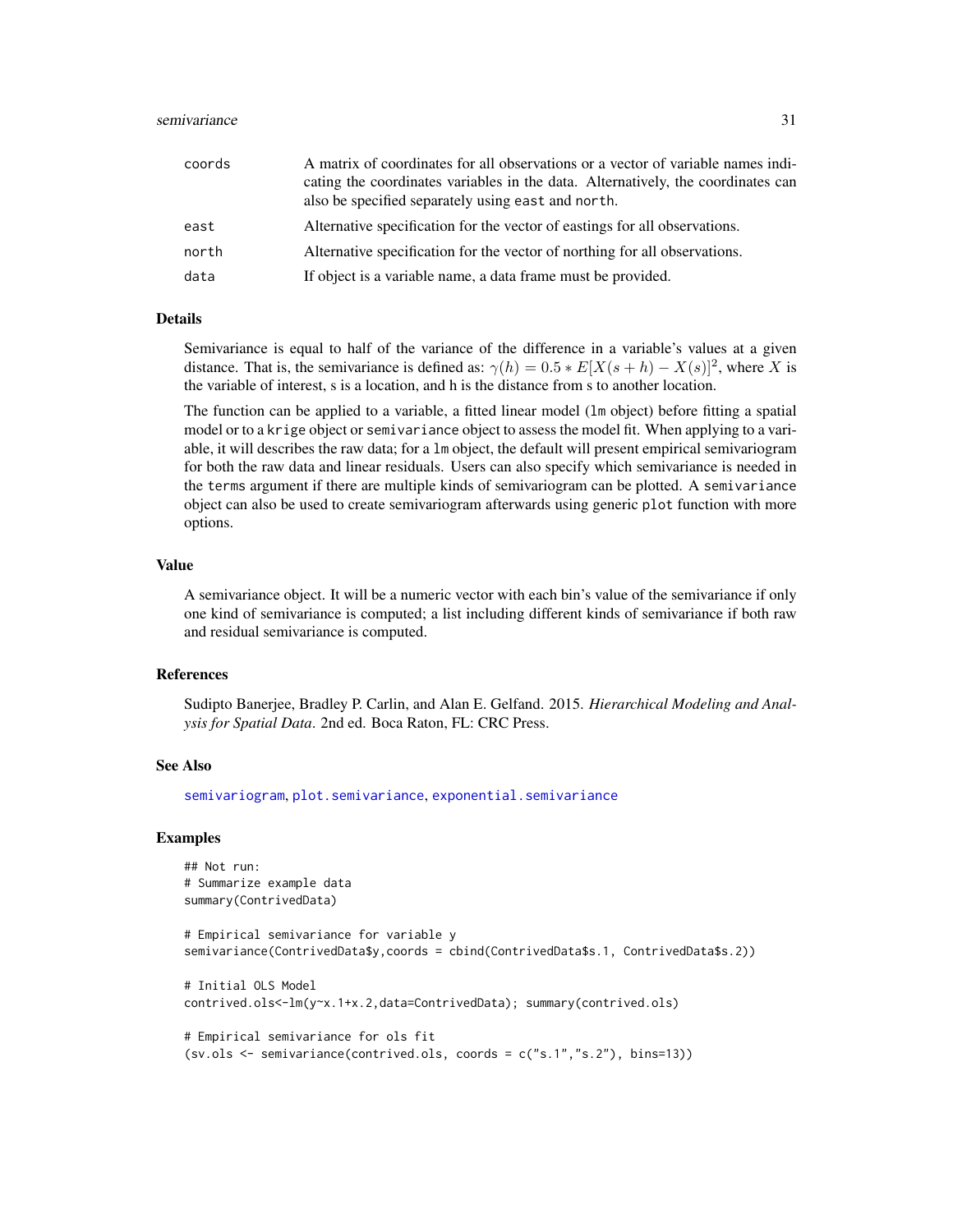| | |
|---|---|
| coords | A matrix of coordinates for all observations or a vector of variable names indicating the coordinates variables in the data. Alternatively, the coordinates can also be specified separately using east and north. |
| east | Alternative specification for the vector of eastings for all observations. |
| north | Alternative specification for the vector of northing for all observations. |
| data | If object is a variable name, a data frame must be provided. |

## Details

Semivariance is equal to half of the variance of the difference in a variable's values at a given distance. That is, the semivariance is defined as: $\gamma(h) = 0.5 * E[X(s+h) - X(s)]^2$, where $X$ is the variable of interest, s is a location, and h is the distance from s to another location.

The function can be applied to a variable, a fitted linear model (lm object) before fitting a spatial model or to a krige object or semivariance object to assess the model fit. When applying to a variable, it will describes the raw data; for a lm object, the default will present empirical semivariogram for both the raw data and linear residuals. Users can also specify which semivariance is needed in the terms argument if there are multiple kinds of semivariogram can be plotted. A semivariance object can also be used to create semivariogram afterwards using generic plot function with more options.

## Value

A semivariance object. It will be a numeric vector with each bin's value of the semivariance if only one kind of semivariance is computed; a list including different kinds of semivariance if both raw and residual semivariance is computed.

## References

Sudipto Banerjee, Bradley P. Carlin, and Alan E. Gelfand. 2015. *Hierarchical Modeling and Analysis for Spatial Data*. 2nd ed. Boca Raton, FL: CRC Press.

## See Also

semivariogram, plot.semivariance, exponential.semivariance

## Examples

```
## Not run:
# Summarize example data
summary(ContrivedData)

# Empirical semivariance for variable y
semivariance(ContrivedData$y,coords = cbind(ContrivedData$s.1, ContrivedData$s.2))

# Initial OLS Model
contrived.ols<-lm(y~x.1+x.2,data=ContrivedData); summary(contrived.ols)

# Empirical semivariance for ols fit
(sv.ols <- semivariance(contrived.ols, coords = c("s.1","s.2"), bins=13))
```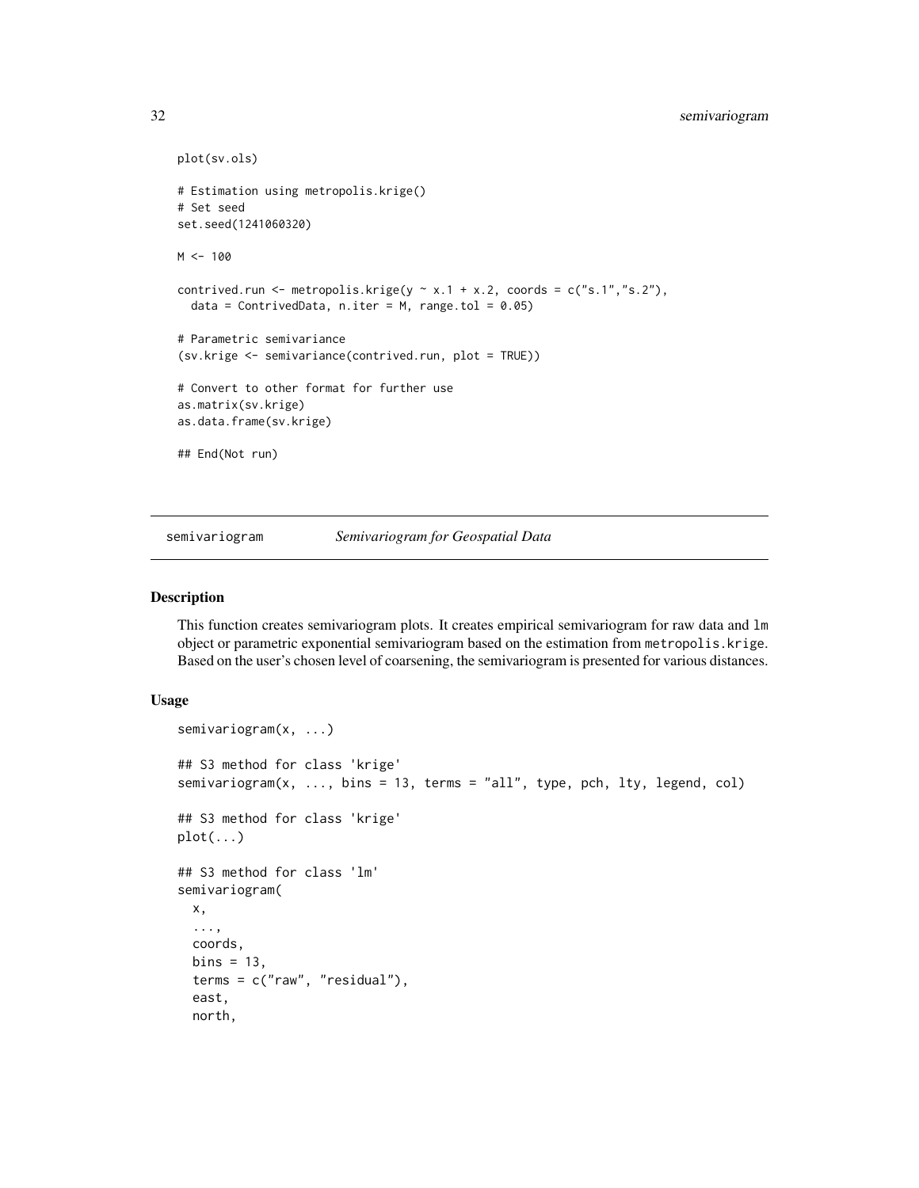```
plot(sv.ols)

# Estimation using metropolis.krige()
# Set seed
set.seed(1241060320)

M <- 100

contrived.run <- metropolis.krige(y ~ x.1 + x.2, coords = c("s.1","s.2"),
  data = ContrivedData, n.iter = M, range.tol = 0.05)

# Parametric semivariance
(sv.krige <- semivariance(contrived.run, plot = TRUE))

# Convert to other format for further use
as.matrix(sv.krige)
as.data.frame(sv.krige)

## End(Not run)
```

## semivariogram — *Semivariogram for Geospatial Data*

### Description

This function creates semivariogram plots. It creates empirical semivariogram for raw data and `lm` object or parametric exponential semivariogram based on the estimation from `metropolis.krige`. Based on the user's chosen level of coarsening, the semivariogram is presented for various distances.

### Usage

```
semivariogram(x, ...)

## S3 method for class 'krige'
semivariogram(x, ..., bins = 13, terms = "all", type, pch, lty, legend, col)

## S3 method for class 'krige'
plot(...)

## S3 method for class 'lm'
semivariogram(
  x,
  ...,
  coords,
  bins = 13,
  terms = c("raw", "residual"),
  east,
  north,
```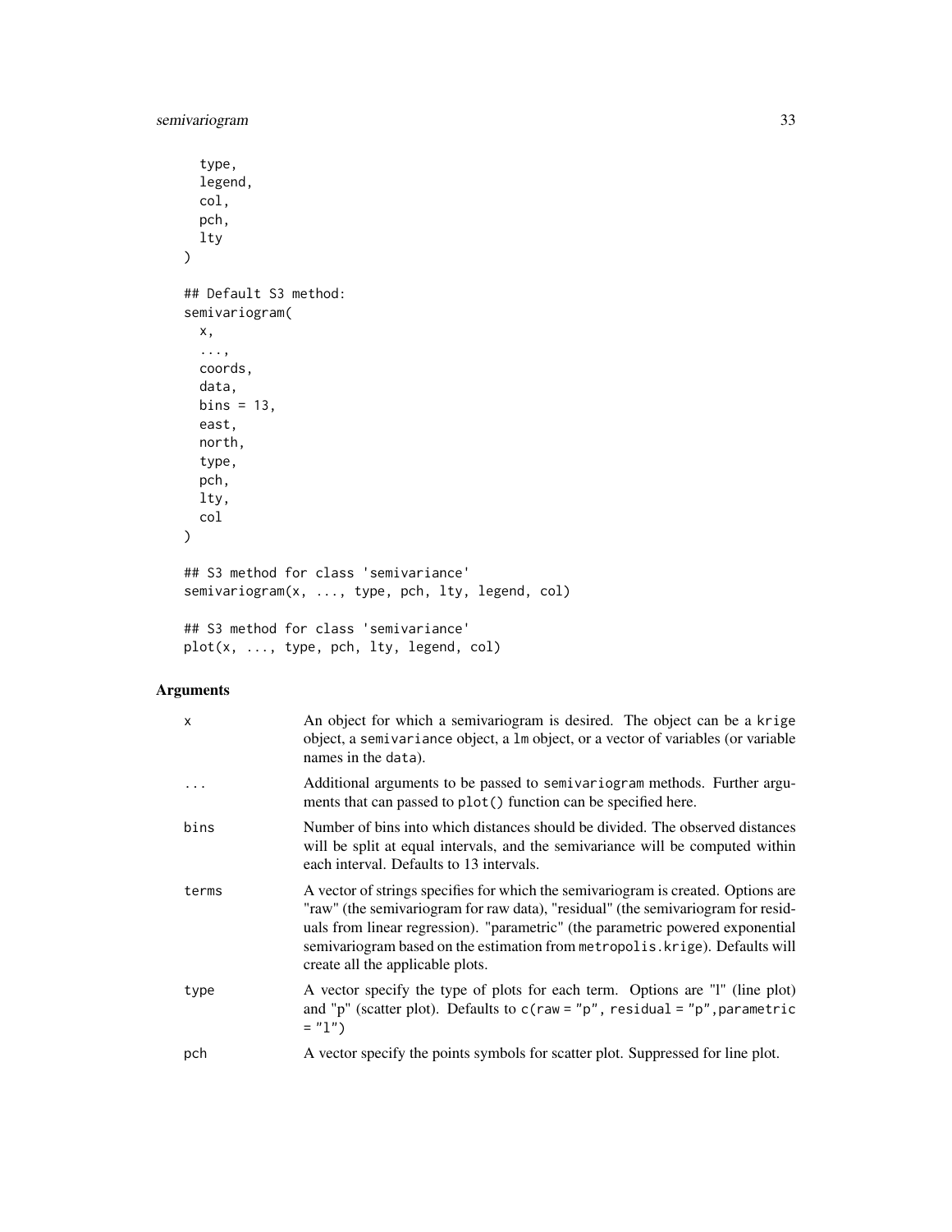```
  type,
  legend,
  col,
  pch,
  lty
)

## Default S3 method:
semivariogram(
  x,
  ...,
  coords,
  data,
  bins = 13,
  east,
  north,
  type,
  pch,
  lty,
  col
)

## S3 method for class 'semivariance'
semivariogram(x, ..., type, pch, lty, legend, col)

## S3 method for class 'semivariance'
plot(x, ..., type, pch, lty, legend, col)
```

## Arguments

| | |
|---|---|
| x | An object for which a semivariogram is desired. The object can be a krige object, a semivariance object, a lm object, or a vector of variables (or variable names in the data). |
| ... | Additional arguments to be passed to semivariogram methods. Further arguments that can passed to plot() function can be specified here. |
| bins | Number of bins into which distances should be divided. The observed distances will be split at equal intervals, and the semivariance will be computed within each interval. Defaults to 13 intervals. |
| terms | A vector of strings specifies for which the semivariogram is created. Options are "raw" (the semivariogram for raw data), "residual" (the semivariogram for residuals from linear regression). "parametric" (the parametric powered exponential semivariogram based on the estimation from metropolis.krige). Defaults will create all the applicable plots. |
| type | A vector specify the type of plots for each term. Options are "l" (line plot) and "p" (scatter plot). Defaults to c(raw = "p", residual = "p", parametric = "l") |
| pch | A vector specify the points symbols for scatter plot. Suppressed for line plot. |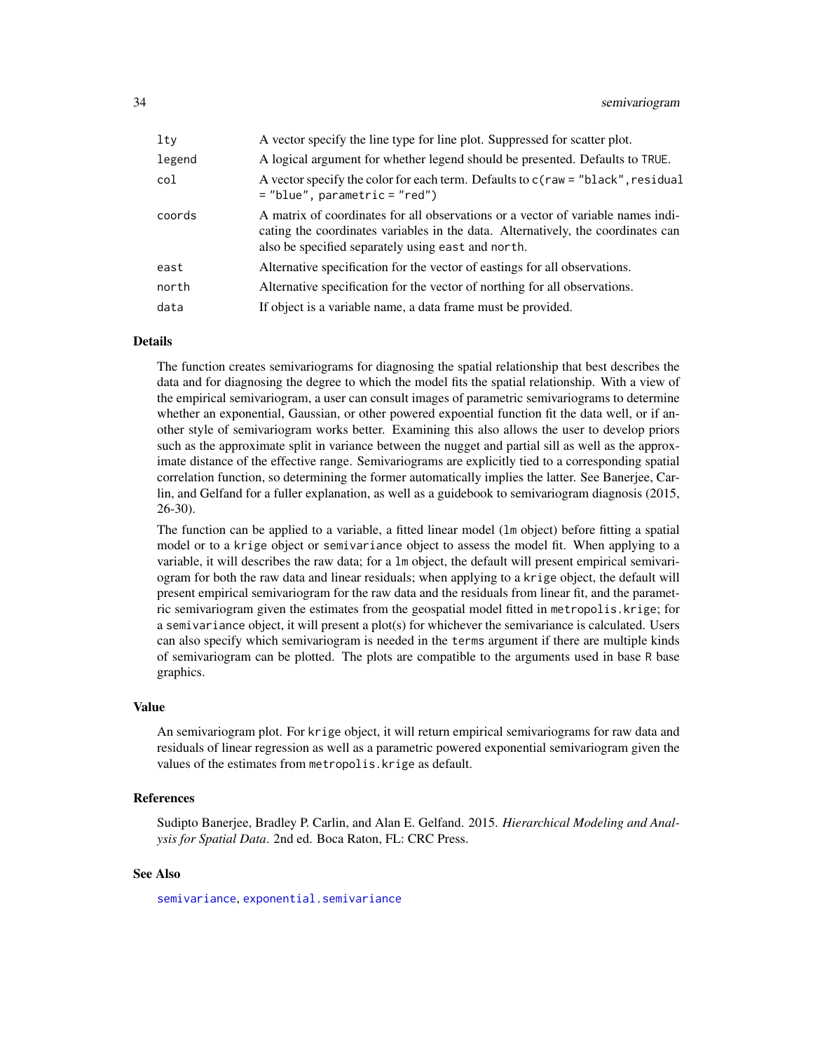| | |
|---|---|
| `lty` | A vector specify the line type for line plot. Suppressed for scatter plot. |
| `legend` | A logical argument for whether legend should be presented. Defaults to `TRUE`. |
| `col` | A vector specify the color for each term. Defaults to `c(raw = "black", residual = "blue", parametric = "red")` |
| `coords` | A matrix of coordinates for all observations or a vector of variable names indicating the coordinates variables in the data. Alternatively, the coordinates can also be specified separately using `east` and `north`. |
| `east` | Alternative specification for the vector of eastings for all observations. |
| `north` | Alternative specification for the vector of northing for all observations. |
| `data` | If object is a variable name, a data frame must be provided. |

### Details

The function creates semivariograms for diagnosing the spatial relationship that best describes the data and for diagnosing the degree to which the model fits the spatial relationship. With a view of the empirical semivariogram, a user can consult images of parametric semivariograms to determine whether an exponential, Gaussian, or other powered expoential function fit the data well, or if another style of semivariogram works better. Examining this also allows the user to develop priors such as the approximate split in variance between the nugget and partial sill as well as the approximate distance of the effective range. Semivariograms are explicitly tied to a corresponding spatial correlation function, so determining the former automatically implies the latter. See Banerjee, Carlin, and Gelfand for a fuller explanation, as well as a guidebook to semivariogram diagnosis (2015, 26-30).

The function can be applied to a variable, a fitted linear model (`lm` object) before fitting a spatial model or to a `krige` object or `semivariance` object to assess the model fit. When applying to a variable, it will describes the raw data; for a `lm` object, the default will present empirical semivariogram for both the raw data and linear residuals; when applying to a `krige` object, the default will present empirical semivariogram for the raw data and the residuals from linear fit, and the parametric semivariogram given the estimates from the geospatial model fitted in `metropolis.krige`; for a `semivariance` object, it will present a plot(s) for whichever the semivariance is calculated. Users can also specify which semivariogram is needed in the `terms` argument if there are multiple kinds of semivariogram can be plotted. The plots are compatible to the arguments used in base `R` base graphics.

### Value

An semivariogram plot. For `krige` object, it will return empirical semivariograms for raw data and residuals of linear regression as well as a parametric powered exponential semivariogram given the values of the estimates from `metropolis.krige` as default.

### References

Sudipto Banerjee, Bradley P. Carlin, and Alan E. Gelfand. 2015. *Hierarchical Modeling and Analysis for Spatial Data*. 2nd ed. Boca Raton, FL: CRC Press.

### See Also

`semivariance`, `exponential.semivariance`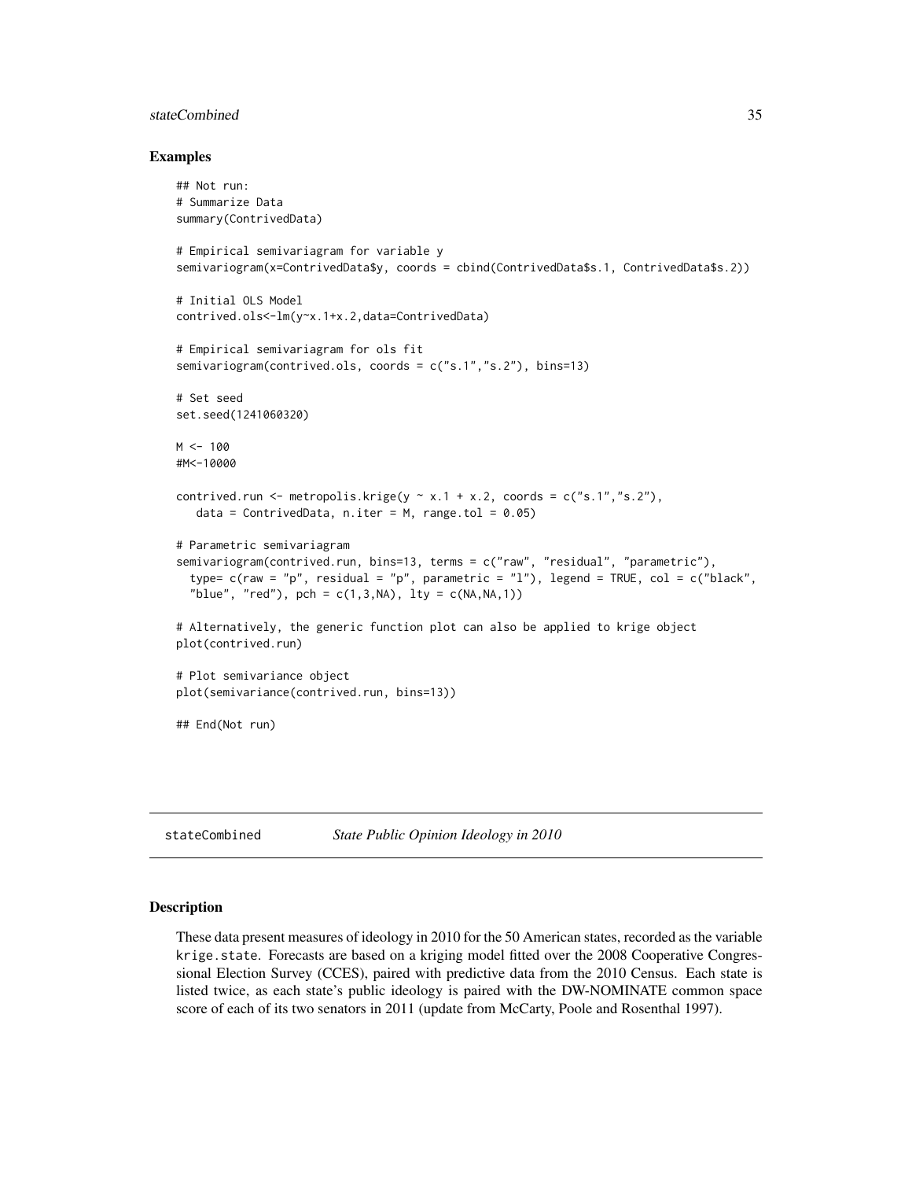### Examples

```
## Not run:
# Summarize Data
summary(ContrivedData)

# Empirical semivariagram for variable y
semivariogram(x=ContrivedData$y, coords = cbind(ContrivedData$s.1, ContrivedData$s.2))

# Initial OLS Model
contrived.ols<-lm(y~x.1+x.2,data=ContrivedData)

# Empirical semivariagram for ols fit
semivariogram(contrived.ols, coords = c("s.1","s.2"), bins=13)

# Set seed
set.seed(1241060320)

M <- 100
#M<-10000

contrived.run <- metropolis.krige(y ~ x.1 + x.2, coords = c("s.1","s.2"),
   data = ContrivedData, n.iter = M, range.tol = 0.05)

# Parametric semivariagram
semivariogram(contrived.run, bins=13, terms = c("raw", "residual", "parametric"),
  type= c(raw = "p", residual = "p", parametric = "l"), legend = TRUE, col = c("black",
  "blue", "red"), pch = c(1,3,NA), lty = c(NA,NA,1))

# Alternatively, the generic function plot can also be applied to krige object
plot(contrived.run)

# Plot semivariance object
plot(semivariance(contrived.run, bins=13))

## End(Not run)
```

## stateCombined *State Public Opinion Ideology in 2010*

### Description

These data present measures of ideology in 2010 for the 50 American states, recorded as the variable krige.state. Forecasts are based on a kriging model fitted over the 2008 Cooperative Congressional Election Survey (CCES), paired with predictive data from the 2010 Census. Each state is listed twice, as each state's public ideology is paired with the DW-NOMINATE common space score of each of its two senators in 2011 (update from McCarty, Poole and Rosenthal 1997).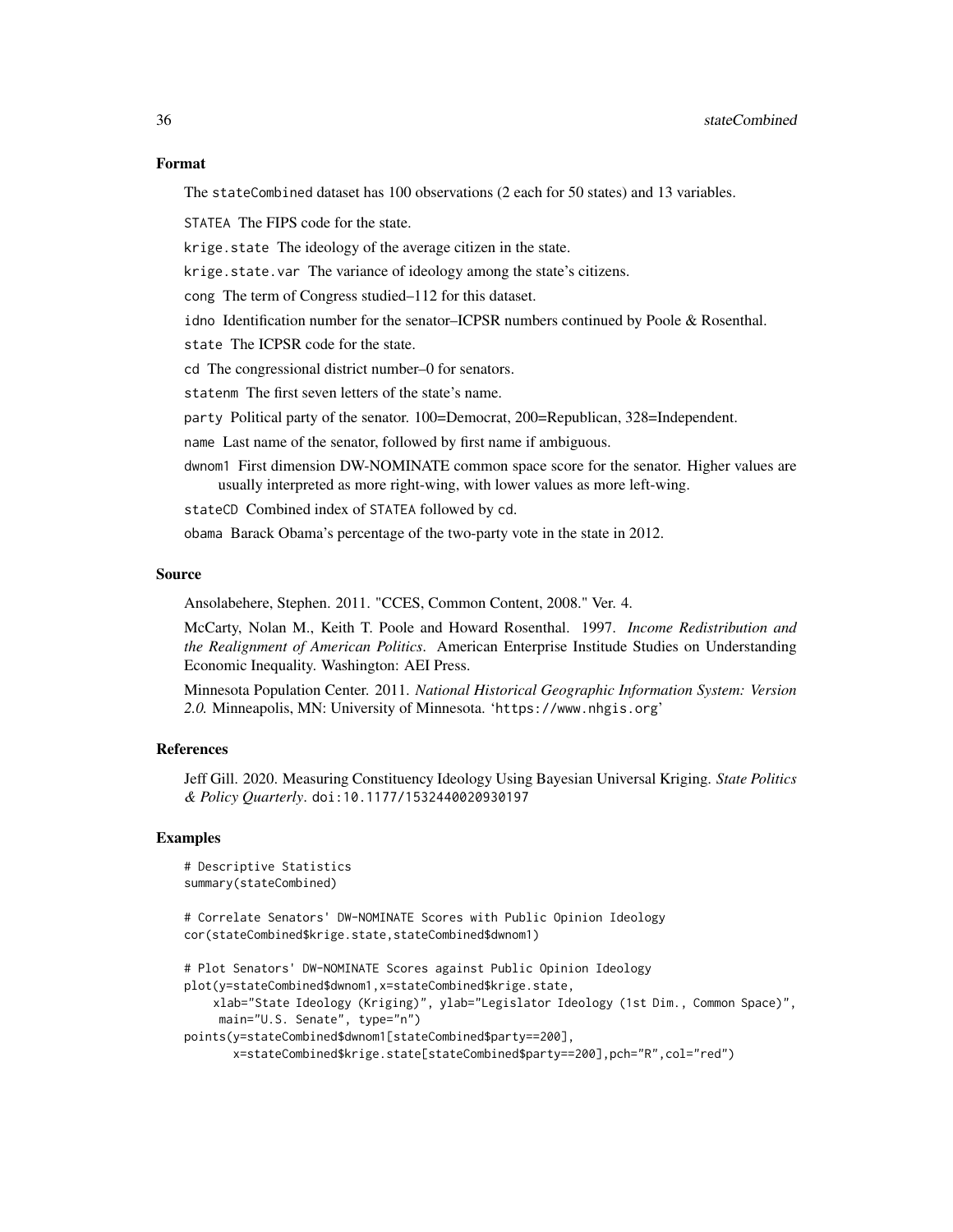## Format

The stateCombined dataset has 100 observations (2 each for 50 states) and 13 variables.

STATEA The FIPS code for the state.

krige.state The ideology of the average citizen in the state.

krige.state.var The variance of ideology among the state's citizens.

cong The term of Congress studied–112 for this dataset.

idno Identification number for the senator–ICPSR numbers continued by Poole & Rosenthal.

state The ICPSR code for the state.

cd The congressional district number–0 for senators.

statenm The first seven letters of the state's name.

party Political party of the senator. 100=Democrat, 200=Republican, 328=Independent.

name Last name of the senator, followed by first name if ambiguous.

dwnom1 First dimension DW-NOMINATE common space score for the senator. Higher values are usually interpreted as more right-wing, with lower values as more left-wing.

stateCD Combined index of STATEA followed by cd.

obama Barack Obama's percentage of the two-party vote in the state in 2012.

## Source

Ansolabehere, Stephen. 2011. "CCES, Common Content, 2008." Ver. 4.

McCarty, Nolan M., Keith T. Poole and Howard Rosenthal. 1997. *Income Redistribution and the Realignment of American Politics*. American Enterprise Institute Studies on Understanding Economic Inequality. Washington: AEI Press.

Minnesota Population Center. 2011. *National Historical Geographic Information System: Version 2.0.* Minneapolis, MN: University of Minnesota. 'https://www.nhgis.org'

## References

Jeff Gill. 2020. Measuring Constituency Ideology Using Bayesian Universal Kriging. *State Politics & Policy Quarterly*. doi:10.1177/1532440020930197

## Examples

```
# Descriptive Statistics
summary(stateCombined)

# Correlate Senators' DW-NOMINATE Scores with Public Opinion Ideology
cor(stateCombined$krige.state,stateCombined$dwnom1)

# Plot Senators' DW-NOMINATE Scores against Public Opinion Ideology
plot(y=stateCombined$dwnom1,x=stateCombined$krige.state,
    xlab="State Ideology (Kriging)", ylab="Legislator Ideology (1st Dim., Common Space)",
     main="U.S. Senate", type="n")
points(y=stateCombined$dwnom1[stateCombined$party==200],
       x=stateCombined$krige.state[stateCombined$party==200],pch="R",col="red")
```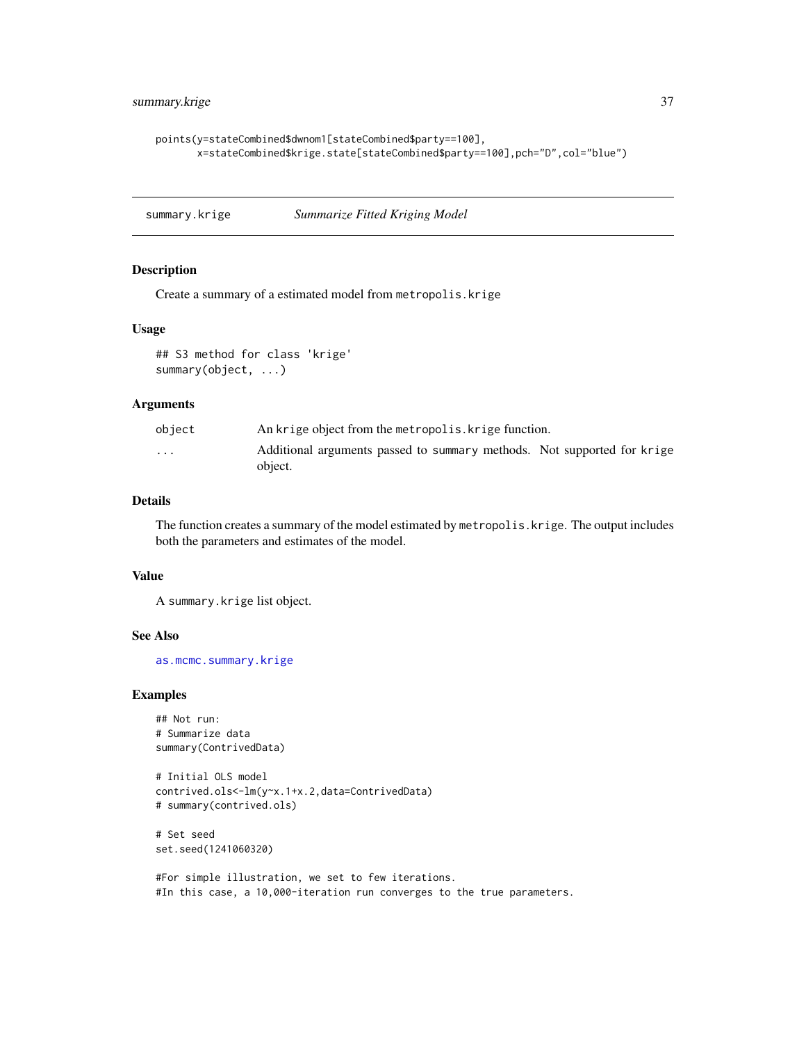```
points(y=stateCombined$dwnom1[stateCombined$party==100],
       x=stateCombined$krige.state[stateCombined$party==100],pch="D",col="blue")
```

## summary.krige    *Summarize Fitted Kriging Model*

### Description

Create a summary of a estimated model from `metropolis.krige`

### Usage

```
## S3 method for class 'krige'
summary(object, ...)
```

### Arguments

| | |
|---|---|
| `object` | An `krige` object from the `metropolis.krige` function. |
| `...` | Additional arguments passed to `summary` methods. Not supported for `krige` object. |

### Details

The function creates a summary of the model estimated by `metropolis.krige`. The output includes both the parameters and estimates of the model.

### Value

A `summary.krige` list object.

### See Also

`as.mcmc.summary.krige`

### Examples

```
## Not run:
# Summarize data
summary(ContrivedData)

# Initial OLS model
contrived.ols<-lm(y~x.1+x.2,data=ContrivedData)
# summary(contrived.ols)

# Set seed
set.seed(1241060320)

#For simple illustration, we set to few iterations.
#In this case, a 10,000-iteration run converges to the true parameters.
```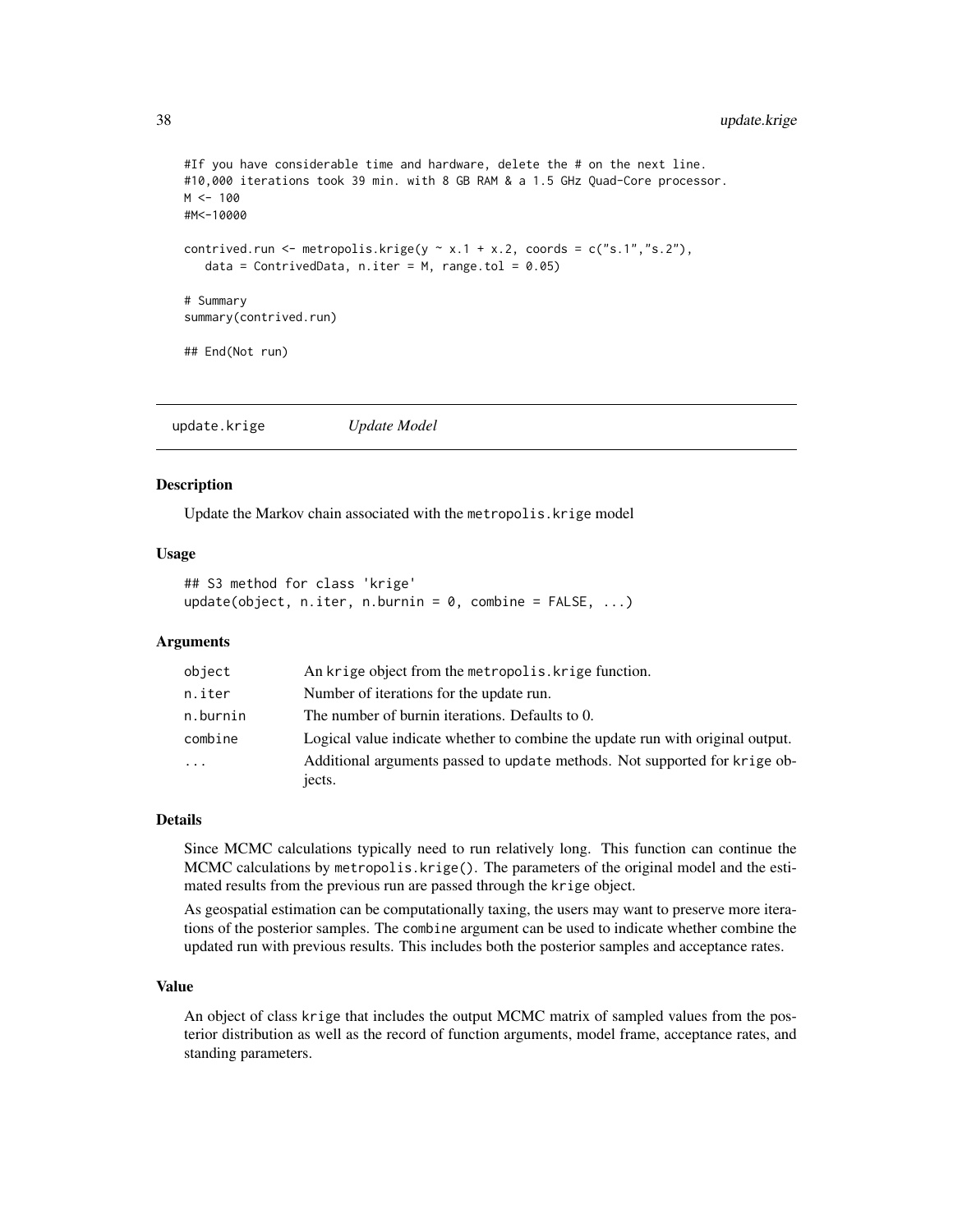```
#If you have considerable time and hardware, delete the # on the next line.
#10,000 iterations took 39 min. with 8 GB RAM & a 1.5 GHz Quad-Core processor.
M <- 100
#M<-10000

contrived.run <- metropolis.krige(y ~ x.1 + x.2, coords = c("s.1","s.2"),
   data = ContrivedData, n.iter = M, range.tol = 0.05)

# Summary
summary(contrived.run)

## End(Not run)
```

## update.krige *Update Model*

### Description

Update the Markov chain associated with the metropolis.krige model

### Usage

```
## S3 method for class 'krige'
update(object, n.iter, n.burnin = 0, combine = FALSE, ...)
```

### Arguments

| | |
|---|---|
| object | An krige object from the metropolis.krige function. |
| n.iter | Number of iterations for the update run. |
| n.burnin | The number of burnin iterations. Defaults to 0. |
| combine | Logical value indicate whether to combine the update run with original output. |
| ... | Additional arguments passed to update methods. Not supported for krige objects. |

### Details

Since MCMC calculations typically need to run relatively long. This function can continue the MCMC calculations by metropolis.krige(). The parameters of the original model and the estimated results from the previous run are passed through the krige object.

As geospatial estimation can be computationally taxing, the users may want to preserve more iterations of the posterior samples. The combine argument can be used to indicate whether combine the updated run with previous results. This includes both the posterior samples and acceptance rates.

### Value

An object of class krige that includes the output MCMC matrix of sampled values from the posterior distribution as well as the record of function arguments, model frame, acceptance rates, and standing parameters.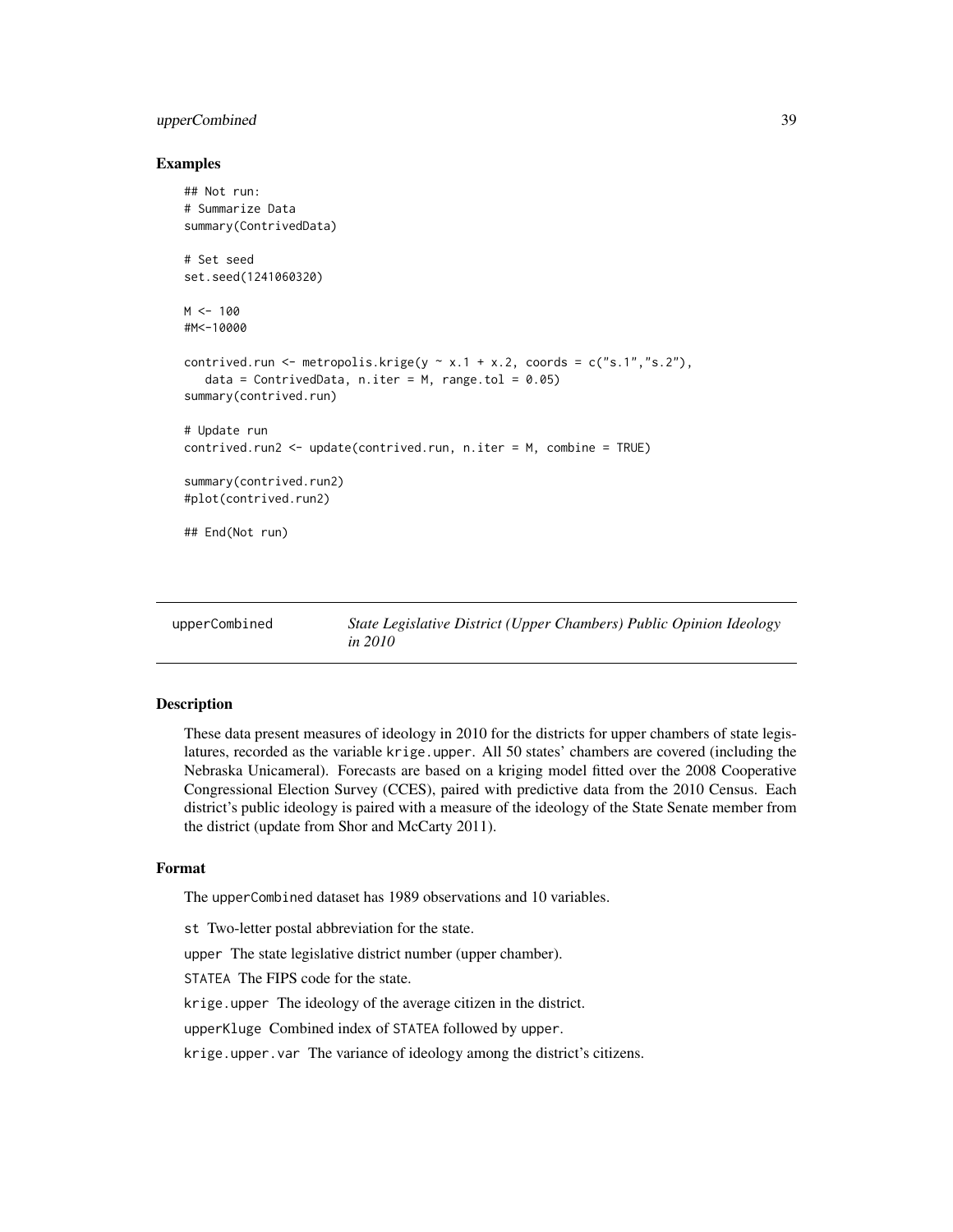### Examples

```
## Not run:
# Summarize Data
summary(ContrivedData)

# Set seed
set.seed(1241060320)

M <- 100
#M<-10000

contrived.run <- metropolis.krige(y ~ x.1 + x.2, coords = c("s.1","s.2"),
   data = ContrivedData, n.iter = M, range.tol = 0.05)
summary(contrived.run)

# Update run
contrived.run2 <- update(contrived.run, n.iter = M, combine = TRUE)

summary(contrived.run2)
#plot(contrived.run2)

## End(Not run)
```

---

## upperCombined — *State Legislative District (Upper Chambers) Public Opinion Ideology in 2010*

---

### Description

These data present measures of ideology in 2010 for the districts for upper chambers of state legislatures, recorded as the variable krige.upper. All 50 states' chambers are covered (including the Nebraska Unicameral). Forecasts are based on a kriging model fitted over the 2008 Cooperative Congressional Election Survey (CCES), paired with predictive data from the 2010 Census. Each district's public ideology is paired with a measure of the ideology of the State Senate member from the district (update from Shor and McCarty 2011).

### Format

The upperCombined dataset has 1989 observations and 10 variables.

st Two-letter postal abbreviation for the state.

upper The state legislative district number (upper chamber).

STATEA The FIPS code for the state.

krige.upper The ideology of the average citizen in the district.

upperKluge Combined index of STATEA followed by upper.

krige.upper.var The variance of ideology among the district's citizens.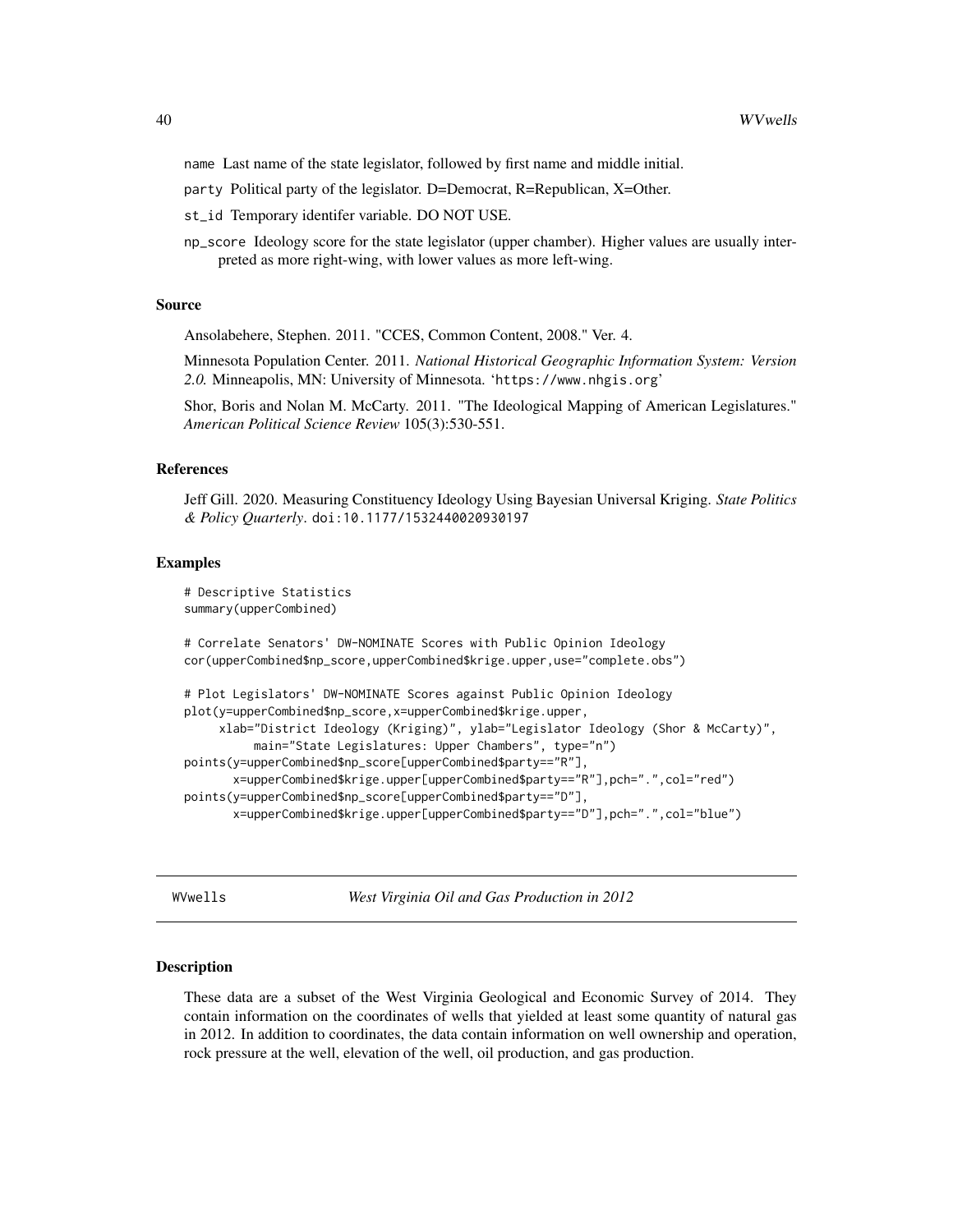name Last name of the state legislator, followed by first name and middle initial.

party Political party of the legislator. D=Democrat, R=Republican, X=Other.

st_id Temporary identifer variable. DO NOT USE.

np_score Ideology score for the state legislator (upper chamber). Higher values are usually interpreted as more right-wing, with lower values as more left-wing.

### Source

Ansolabehere, Stephen. 2011. "CCES, Common Content, 2008." Ver. 4.

Minnesota Population Center. 2011. *National Historical Geographic Information System: Version 2.0.* Minneapolis, MN: University of Minnesota. 'https://www.nhgis.org'

Shor, Boris and Nolan M. McCarty. 2011. "The Ideological Mapping of American Legislatures." *American Political Science Review* 105(3):530-551.

### References

Jeff Gill. 2020. Measuring Constituency Ideology Using Bayesian Universal Kriging. *State Politics & Policy Quarterly*. doi:10.1177/1532440020930197

### Examples

```
# Descriptive Statistics
summary(upperCombined)

# Correlate Senators' DW-NOMINATE Scores with Public Opinion Ideology
cor(upperCombined$np_score,upperCombined$krige.upper,use="complete.obs")

# Plot Legislators' DW-NOMINATE Scores against Public Opinion Ideology
plot(y=upperCombined$np_score,x=upperCombined$krige.upper,
     xlab="District Ideology (Kriging)", ylab="Legislator Ideology (Shor & McCarty)",
          main="State Legislatures: Upper Chambers", type="n")
points(y=upperCombined$np_score[upperCombined$party=="R"],
       x=upperCombined$krige.upper[upperCombined$party=="R"],pch=".",col="red")
points(y=upperCombined$np_score[upperCombined$party=="D"],
       x=upperCombined$krige.upper[upperCombined$party=="D"],pch=".",col="blue")
```

---

## WVwells *West Virginia Oil and Gas Production in 2012*

### Description

These data are a subset of the West Virginia Geological and Economic Survey of 2014. They contain information on the coordinates of wells that yielded at least some quantity of natural gas in 2012. In addition to coordinates, the data contain information on well ownership and operation, rock pressure at the well, elevation of the well, oil production, and gas production.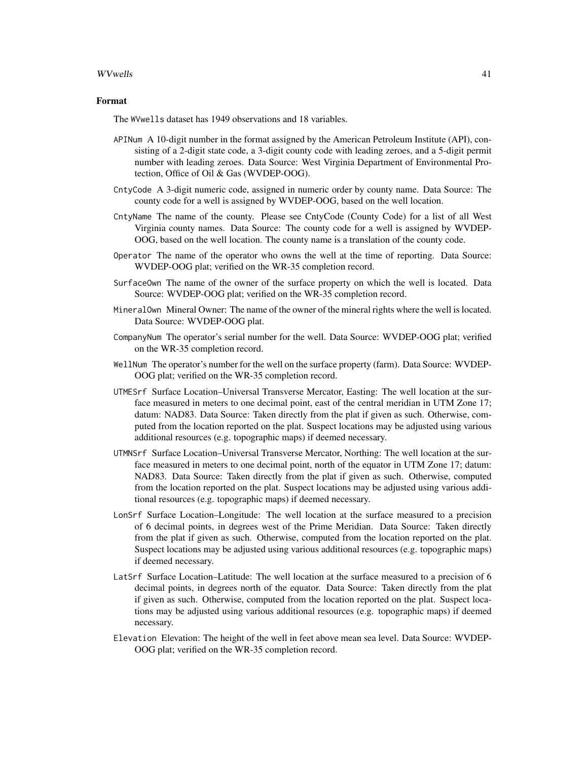### Format

The `WVwells` dataset has 1949 observations and 18 variables.

- `APINum` A 10-digit number in the format assigned by the American Petroleum Institute (API), consisting of a 2-digit state code, a 3-digit county code with leading zeroes, and a 5-digit permit number with leading zeroes. Data Source: West Virginia Department of Environmental Protection, Office of Oil & Gas (WVDEP-OOG).
- `CntyCode` A 3-digit numeric code, assigned in numeric order by county name. Data Source: The county code for a well is assigned by WVDEP-OOG, based on the well location.
- `CntyName` The name of the county. Please see CntyCode (County Code) for a list of all West Virginia county names. Data Source: The county code for a well is assigned by WVDEP-OOG, based on the well location. The county name is a translation of the county code.
- `Operator` The name of the operator who owns the well at the time of reporting. Data Source: WVDEP-OOG plat; verified on the WR-35 completion record.
- `SurfaceOwn` The name of the owner of the surface property on which the well is located. Data Source: WVDEP-OOG plat; verified on the WR-35 completion record.
- `MineralOwn` Mineral Owner: The name of the owner of the mineral rights where the well is located. Data Source: WVDEP-OOG plat.
- `CompanyNum` The operator's serial number for the well. Data Source: WVDEP-OOG plat; verified on the WR-35 completion record.
- `WellNum` The operator's number for the well on the surface property (farm). Data Source: WVDEP-OOG plat; verified on the WR-35 completion record.
- `UTMESrf` Surface Location–Universal Transverse Mercator, Easting: The well location at the surface measured in meters to one decimal point, east of the central meridian in UTM Zone 17; datum: NAD83. Data Source: Taken directly from the plat if given as such. Otherwise, computed from the location reported on the plat. Suspect locations may be adjusted using various additional resources (e.g. topographic maps) if deemed necessary.
- `UTMNSrf` Surface Location–Universal Transverse Mercator, Northing: The well location at the surface measured in meters to one decimal point, north of the equator in UTM Zone 17; datum: NAD83. Data Source: Taken directly from the plat if given as such. Otherwise, computed from the location reported on the plat. Suspect locations may be adjusted using various additional resources (e.g. topographic maps) if deemed necessary.
- `LonSrf` Surface Location–Longitude: The well location at the surface measured to a precision of 6 decimal points, in degrees west of the Prime Meridian. Data Source: Taken directly from the plat if given as such. Otherwise, computed from the location reported on the plat. Suspect locations may be adjusted using various additional resources (e.g. topographic maps) if deemed necessary.
- `LatSrf` Surface Location–Latitude: The well location at the surface measured to a precision of 6 decimal points, in degrees north of the equator. Data Source: Taken directly from the plat if given as such. Otherwise, computed from the location reported on the plat. Suspect locations may be adjusted using various additional resources (e.g. topographic maps) if deemed necessary.
- `Elevation` Elevation: The height of the well in feet above mean sea level. Data Source: WVDEP-OOG plat; verified on the WR-35 completion record.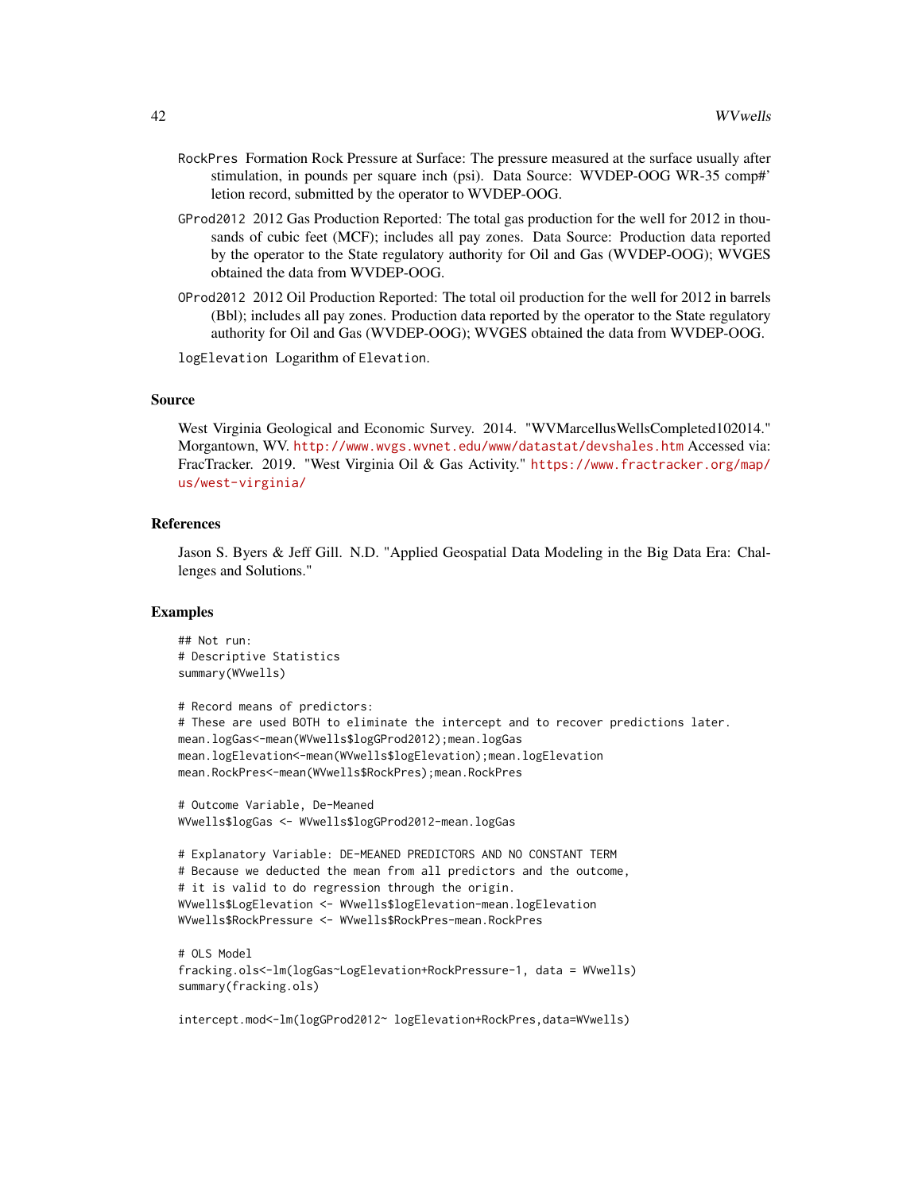RockPres Formation Rock Pressure at Surface: The pressure measured at the surface usually after stimulation, in pounds per square inch (psi). Data Source: WVDEP-OOG WR-35 comp#' letion record, submitted by the operator to WVDEP-OOG.

GProd2012 2012 Gas Production Reported: The total gas production for the well for 2012 in thousands of cubic feet (MCF); includes all pay zones. Data Source: Production data reported by the operator to the State regulatory authority for Oil and Gas (WVDEP-OOG); WVGES obtained the data from WVDEP-OOG.

OProd2012 2012 Oil Production Reported: The total oil production for the well for 2012 in barrels (Bbl); includes all pay zones. Production data reported by the operator to the State regulatory authority for Oil and Gas (WVDEP-OOG); WVGES obtained the data from WVDEP-OOG.

logElevation Logarithm of Elevation.

## Source

West Virginia Geological and Economic Survey. 2014. "WVMarcellusWellsCompleted102014." Morgantown, WV. http://www.wvgs.wvnet.edu/www/datastat/devshales.htm Accessed via: FracTracker. 2019. "West Virginia Oil & Gas Activity." https://www.fractracker.org/map/us/west-virginia/

## References

Jason S. Byers & Jeff Gill. N.D. "Applied Geospatial Data Modeling in the Big Data Era: Challenges and Solutions."

## Examples

```
## Not run:
# Descriptive Statistics
summary(WVwells)

# Record means of predictors:
# These are used BOTH to eliminate the intercept and to recover predictions later.
mean.logGas<-mean(WVwells$logGProd2012);mean.logGas
mean.logElevation<-mean(WVwells$logElevation);mean.logElevation
mean.RockPres<-mean(WVwells$RockPres);mean.RockPres

# Outcome Variable, De-Meaned
WVwells$logGas <- WVwells$logGProd2012-mean.logGas

# Explanatory Variable: DE-MEANED PREDICTORS AND NO CONSTANT TERM
# Because we deducted the mean from all predictors and the outcome,
# it is valid to do regression through the origin.
WVwells$LogElevation <- WVwells$logElevation-mean.logElevation
WVwells$RockPressure <- WVwells$RockPres-mean.RockPres

# OLS Model
fracking.ols<-lm(logGas~LogElevation+RockPressure-1, data = WVwells)
summary(fracking.ols)

intercept.mod<-lm(logGProd2012~ logElevation+RockPres,data=WVwells)
```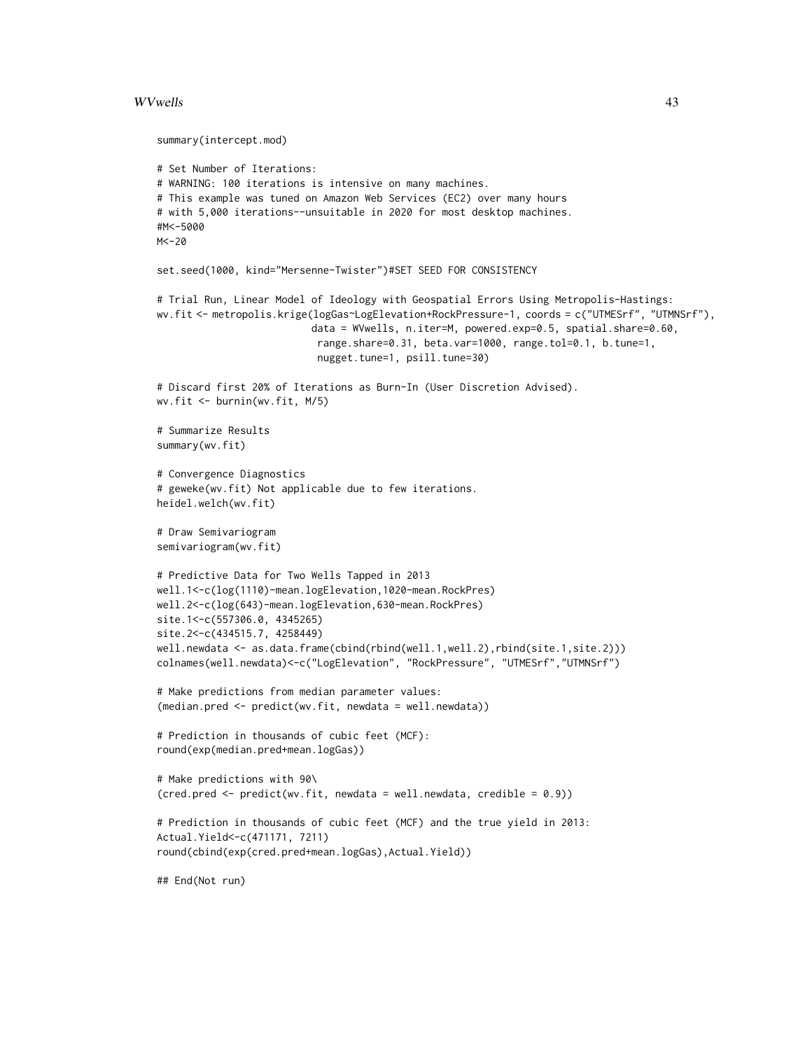```
summary(intercept.mod)

# Set Number of Iterations:
# WARNING: 100 iterations is intensive on many machines.
# This example was tuned on Amazon Web Services (EC2) over many hours
# with 5,000 iterations--unsuitable in 2020 for most desktop machines.
#M<-5000
M<-20

set.seed(1000, kind="Mersenne-Twister")#SET SEED FOR CONSISTENCY

# Trial Run, Linear Model of Ideology with Geospatial Errors Using Metropolis-Hastings:
wv.fit <- metropolis.krige(logGas~LogElevation+RockPressure-1, coords = c("UTMESrf", "UTMNSrf"),
                           data = WVwells, n.iter=M, powered.exp=0.5, spatial.share=0.60,
                            range.share=0.31, beta.var=1000, range.tol=0.1, b.tune=1,
                            nugget.tune=1, psill.tune=30)

# Discard first 20% of Iterations as Burn-In (User Discretion Advised).
wv.fit <- burnin(wv.fit, M/5)

# Summarize Results
summary(wv.fit)

# Convergence Diagnostics
# geweke(wv.fit) Not applicable due to few iterations.
heidel.welch(wv.fit)

# Draw Semivariogram
semivariogram(wv.fit)

# Predictive Data for Two Wells Tapped in 2013
well.1<-c(log(1110)-mean.logElevation,1020-mean.RockPres)
well.2<-c(log(643)-mean.logElevation,630-mean.RockPres)
site.1<-c(557306.0, 4345265)
site.2<-c(434515.7, 4258449)
well.newdata <- as.data.frame(cbind(rbind(well.1,well.2),rbind(site.1,site.2)))
colnames(well.newdata)<-c("LogElevation", "RockPressure", "UTMESrf","UTMNSrf")

# Make predictions from median parameter values:
(median.pred <- predict(wv.fit, newdata = well.newdata))

# Prediction in thousands of cubic feet (MCF):
round(exp(median.pred+mean.logGas))

# Make predictions with 90\
(cred.pred <- predict(wv.fit, newdata = well.newdata, credible = 0.9))

# Prediction in thousands of cubic feet (MCF) and the true yield in 2013:
Actual.Yield<-c(471171, 7211)
round(cbind(exp(cred.pred+mean.logGas),Actual.Yield))

## End(Not run)
```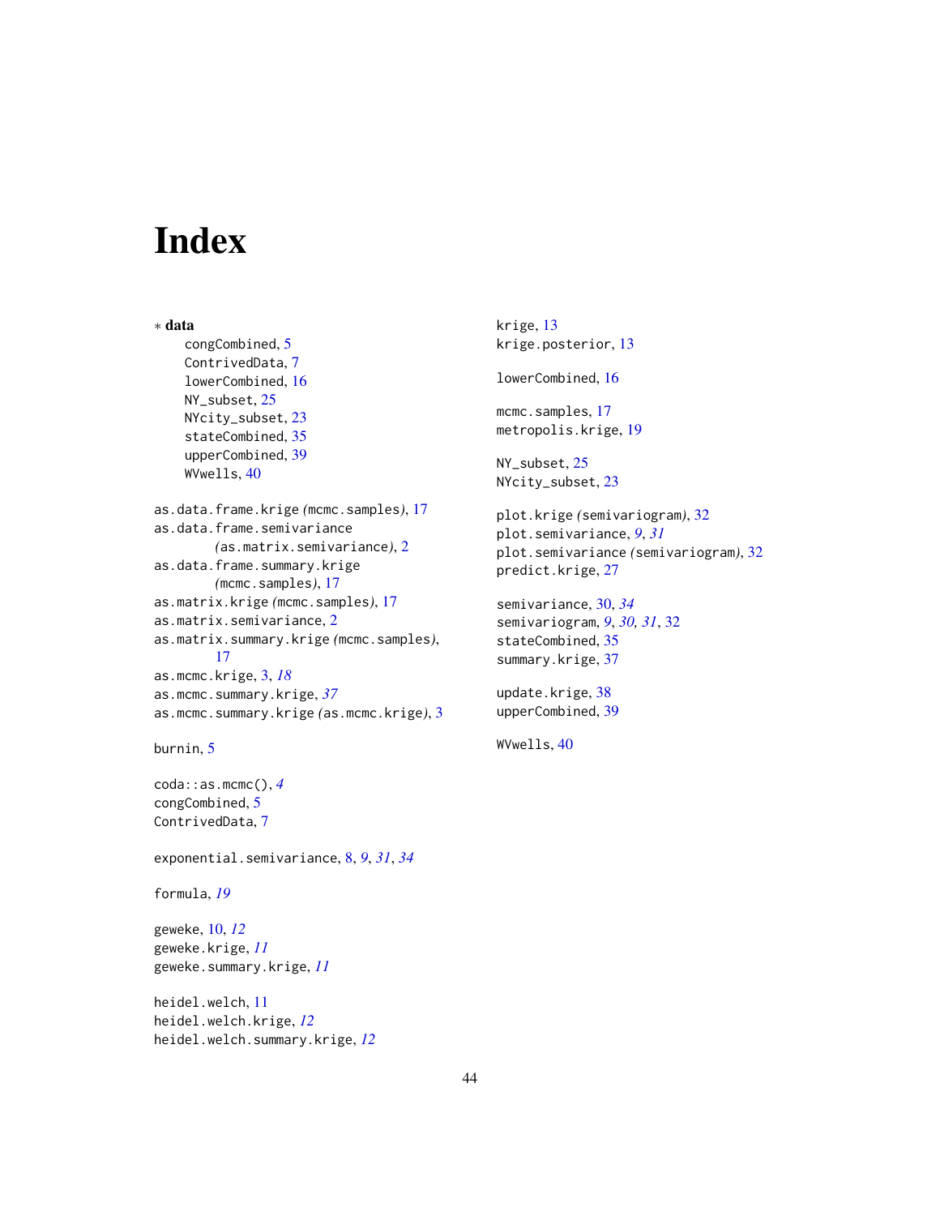# Index

∗ **data**

congCombined, 5
ContrivedData, 7
lowerCombined, 16
NY_subset, 25
NYcity_subset, 23
stateCombined, 35
upperCombined, 39
WVwells, 40

as.data.frame.krige *(*mcmc.samples*)*, 17
as.data.frame.semivariance *(*as.matrix.semivariance*)*, 2
as.data.frame.summary.krige *(*mcmc.samples*)*, 17
as.matrix.krige *(*mcmc.samples*)*, 17
as.matrix.semivariance, 2
as.matrix.summary.krige *(*mcmc.samples*)*, 17
as.mcmc.krige, 3, *18*
as.mcmc.summary.krige, *37*
as.mcmc.summary.krige *(*as.mcmc.krige*)*, 3

burnin, 5

coda::as.mcmc(), *4*
congCombined, 5
ContrivedData, 7

exponential.semivariance, 8, *9*, *31*, *34*

formula, *19*

geweke, 10, *12*
geweke.krige, *11*
geweke.summary.krige, *11*

heidel.welch, 11
heidel.welch.krige, *12*
heidel.welch.summary.krige, *12*

krige, 13
krige.posterior, 13

lowerCombined, 16

mcmc.samples, 17
metropolis.krige, 19

NY_subset, 25
NYcity_subset, 23

plot.krige *(*semivariogram*)*, 32
plot.semivariance, *9*, *31*
plot.semivariance *(*semivariogram*)*, 32
predict.krige, 27

semivariance, 30, *34*
semivariogram, *9*, *30*, *31*, 32
stateCombined, 35
summary.krige, 37

update.krige, 38
upperCombined, 39

WVwells, 40